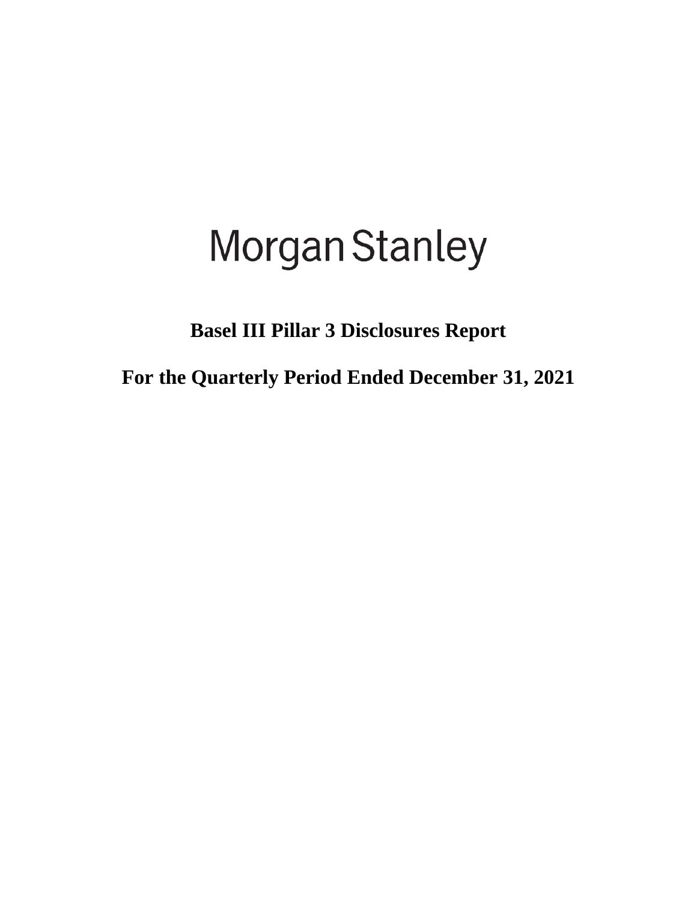# Morgan Stanley

## Basel III Pillar 3 Disclosures Report

## For the Quarterly Period Ended December 31, 2021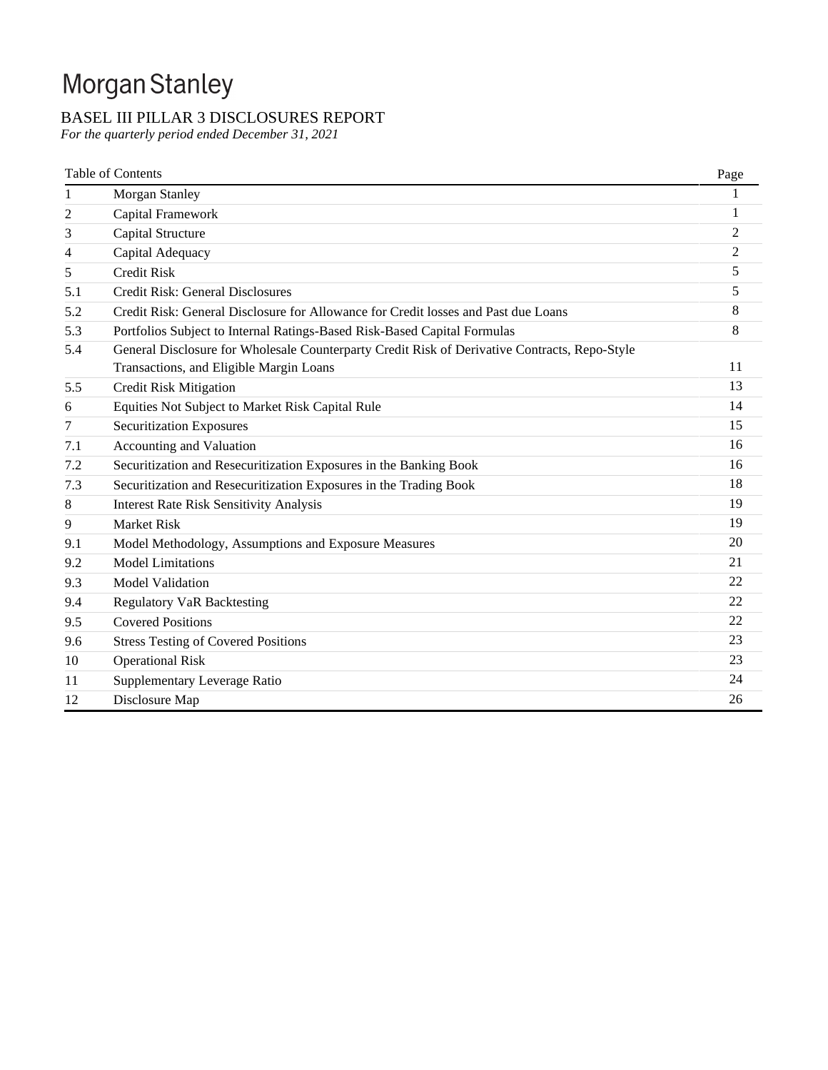# Morgan Stanley

## BASEL III PILLAR 3 DISCLOSURES REPORT

*For the quarterly period ended December 31, 2021*

| Table of Contents | | Page |
|---|---|---|
| 1 | Morgan Stanley | 1 |
| 2 | Capital Framework | 1 |
| 3 | Capital Structure | 2 |
| 4 | Capital Adequacy | 2 |
| 5 | Credit Risk | 5 |
| 5.1 | Credit Risk: General Disclosures | 5 |
| 5.2 | Credit Risk: General Disclosure for Allowance for Credit losses and Past due Loans | 8 |
| 5.3 | Portfolios Subject to Internal Ratings-Based Risk-Based Capital Formulas | 8 |
| 5.4 | General Disclosure for Wholesale Counterparty Credit Risk of Derivative Contracts, Repo-Style Transactions, and Eligible Margin Loans | 11 |
| 5.5 | Credit Risk Mitigation | 13 |
| 6 | Equities Not Subject to Market Risk Capital Rule | 14 |
| 7 | Securitization Exposures | 15 |
| 7.1 | Accounting and Valuation | 16 |
| 7.2 | Securitization and Resecuritization Exposures in the Banking Book | 16 |
| 7.3 | Securitization and Resecuritization Exposures in the Trading Book | 18 |
| 8 | Interest Rate Risk Sensitivity Analysis | 19 |
| 9 | Market Risk | 19 |
| 9.1 | Model Methodology, Assumptions and Exposure Measures | 20 |
| 9.2 | Model Limitations | 21 |
| 9.3 | Model Validation | 22 |
| 9.4 | Regulatory VaR Backtesting | 22 |
| 9.5 | Covered Positions | 22 |
| 9.6 | Stress Testing of Covered Positions | 23 |
| 10 | Operational Risk | 23 |
| 11 | Supplementary Leverage Ratio | 24 |
| 12 | Disclosure Map | 26 |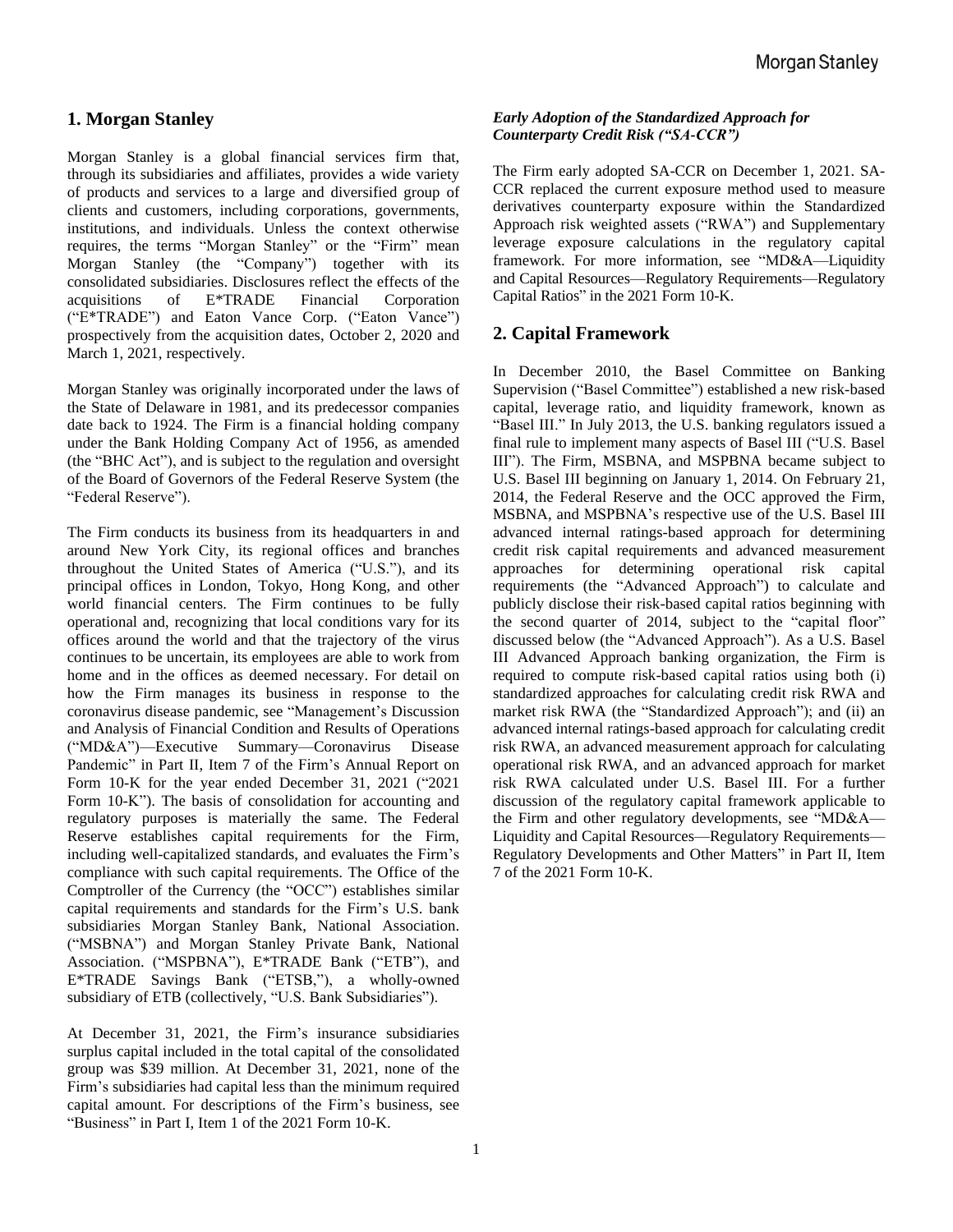## 1. Morgan Stanley

Morgan Stanley is a global financial services firm that, through its subsidiaries and affiliates, provides a wide variety of products and services to a large and diversified group of clients and customers, including corporations, governments, institutions, and individuals. Unless the context otherwise requires, the terms "Morgan Stanley" or the "Firm" mean Morgan Stanley (the "Company") together with its consolidated subsidiaries. Disclosures reflect the effects of the acquisitions of E*TRADE Financial Corporation ("E*TRADE") and Eaton Vance Corp. ("Eaton Vance") prospectively from the acquisition dates, October 2, 2020 and March 1, 2021, respectively.

Morgan Stanley was originally incorporated under the laws of the State of Delaware in 1981, and its predecessor companies date back to 1924. The Firm is a financial holding company under the Bank Holding Company Act of 1956, as amended (the "BHC Act"), and is subject to the regulation and oversight of the Board of Governors of the Federal Reserve System (the "Federal Reserve").

The Firm conducts its business from its headquarters in and around New York City, its regional offices and branches throughout the United States of America ("U.S."), and its principal offices in London, Tokyo, Hong Kong, and other world financial centers. The Firm continues to be fully operational and, recognizing that local conditions vary for its offices around the world and that the trajectory of the virus continues to be uncertain, its employees are able to work from home and in the offices as deemed necessary. For detail on how the Firm manages its business in response to the coronavirus disease pandemic, see "Management's Discussion and Analysis of Financial Condition and Results of Operations ("MD&A")—Executive Summary—Coronavirus Disease Pandemic" in Part II, Item 7 of the Firm's Annual Report on Form 10-K for the year ended December 31, 2021 ("2021 Form 10-K"). The basis of consolidation for accounting and regulatory purposes is materially the same. The Federal Reserve establishes capital requirements for the Firm, including well-capitalized standards, and evaluates the Firm's compliance with such capital requirements. The Office of the Comptroller of the Currency (the "OCC") establishes similar capital requirements and standards for the Firm's U.S. bank subsidiaries Morgan Stanley Bank, National Association. ("MSBNA") and Morgan Stanley Private Bank, National Association. ("MSPBNA"), E*TRADE Bank ("ETB"), and E*TRADE Savings Bank ("ETSB,"), a wholly-owned subsidiary of ETB (collectively, "U.S. Bank Subsidiaries").

At December 31, 2021, the Firm's insurance subsidiaries surplus capital included in the total capital of the consolidated group was $39 million. At December 31, 2021, none of the Firm's subsidiaries had capital less than the minimum required capital amount. For descriptions of the Firm's business, see "Business" in Part I, Item 1 of the 2021 Form 10-K.

### *Early Adoption of the Standardized Approach for Counterparty Credit Risk ("SA-CCR")*

The Firm early adopted SA-CCR on December 1, 2021. SA-CCR replaced the current exposure method used to measure derivatives counterparty exposure within the Standardized Approach risk weighted assets ("RWA") and Supplementary leverage exposure calculations in the regulatory capital framework. For more information, see "MD&A—Liquidity and Capital Resources—Regulatory Requirements—Regulatory Capital Ratios" in the 2021 Form 10-K.

## 2. Capital Framework

In December 2010, the Basel Committee on Banking Supervision ("Basel Committee") established a new risk-based capital, leverage ratio, and liquidity framework, known as "Basel III." In July 2013, the U.S. banking regulators issued a final rule to implement many aspects of Basel III ("U.S. Basel III"). The Firm, MSBNA, and MSPBNA became subject to U.S. Basel III beginning on January 1, 2014. On February 21, 2014, the Federal Reserve and the OCC approved the Firm, MSBNA, and MSPBNA's respective use of the U.S. Basel III advanced internal ratings-based approach for determining credit risk capital requirements and advanced measurement approaches for determining operational risk capital requirements (the "Advanced Approach") to calculate and publicly disclose their risk-based capital ratios beginning with the second quarter of 2014, subject to the "capital floor" discussed below (the "Advanced Approach"). As a U.S. Basel III Advanced Approach banking organization, the Firm is required to compute risk-based capital ratios using both (i) standardized approaches for calculating credit risk RWA and market risk RWA (the "Standardized Approach"); and (ii) an advanced internal ratings-based approach for calculating credit risk RWA, an advanced measurement approach for calculating operational risk RWA, and an advanced approach for market risk RWA calculated under U.S. Basel III. For a further discussion of the regulatory capital framework applicable to the Firm and other regulatory developments, see "MD&A—Liquidity and Capital Resources—Regulatory Requirements—Regulatory Developments and Other Matters" in Part II, Item 7 of the 2021 Form 10-K.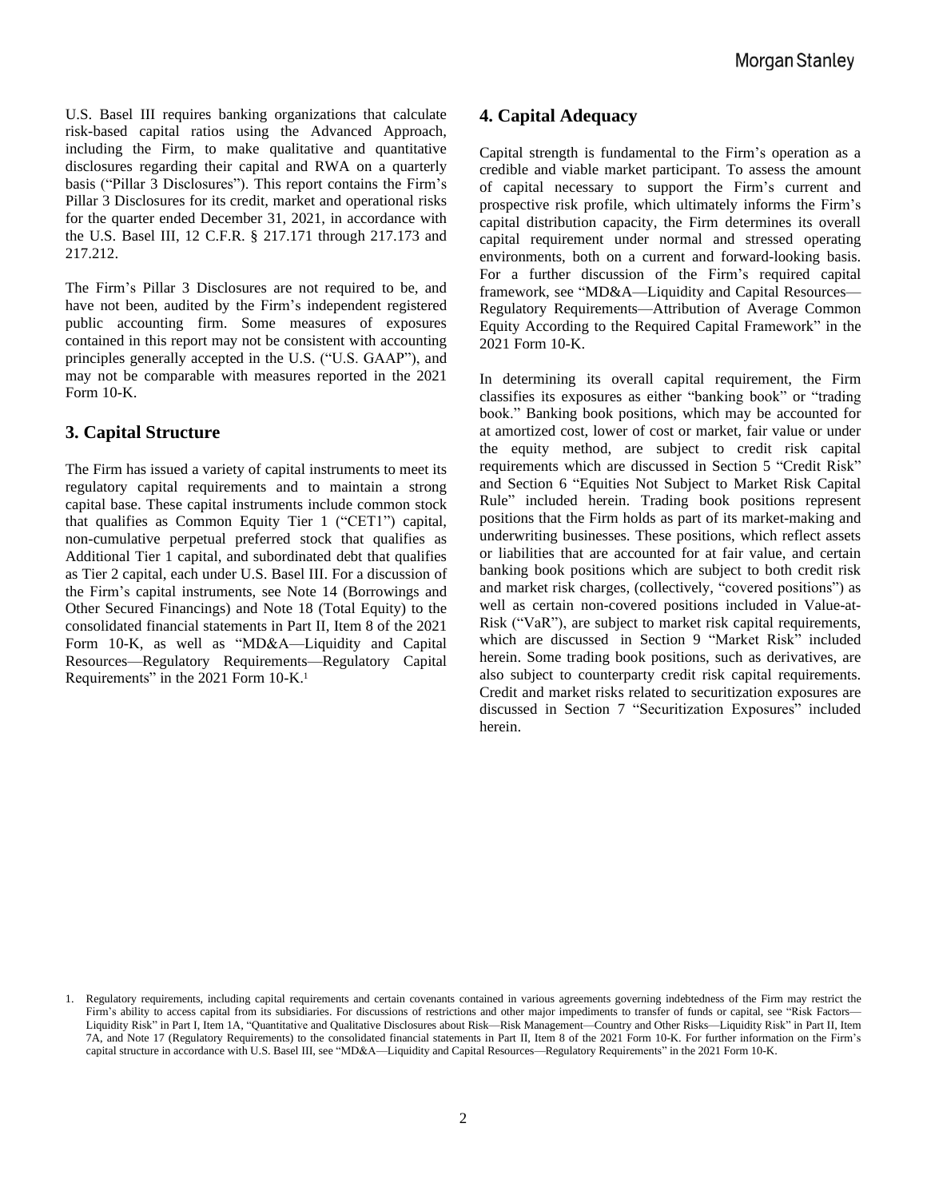U.S. Basel III requires banking organizations that calculate risk-based capital ratios using the Advanced Approach, including the Firm, to make qualitative and quantitative disclosures regarding their capital and RWA on a quarterly basis ("Pillar 3 Disclosures"). This report contains the Firm's Pillar 3 Disclosures for its credit, market and operational risks for the quarter ended December 31, 2021, in accordance with the U.S. Basel III, 12 C.F.R. § 217.171 through 217.173 and 217.212.

The Firm's Pillar 3 Disclosures are not required to be, and have not been, audited by the Firm's independent registered public accounting firm. Some measures of exposures contained in this report may not be consistent with accounting principles generally accepted in the U.S. ("U.S. GAAP"), and may not be comparable with measures reported in the 2021 Form 10-K.

## 3. Capital Structure

The Firm has issued a variety of capital instruments to meet its regulatory capital requirements and to maintain a strong capital base. These capital instruments include common stock that qualifies as Common Equity Tier 1 ("CET1") capital, non-cumulative perpetual preferred stock that qualifies as Additional Tier 1 capital, and subordinated debt that qualifies as Tier 2 capital, each under U.S. Basel III. For a discussion of the Firm's capital instruments, see Note 14 (Borrowings and Other Secured Financings) and Note 18 (Total Equity) to the consolidated financial statements in Part II, Item 8 of the 2021 Form 10-K, as well as "MD&A—Liquidity and Capital Resources—Regulatory Requirements—Regulatory Capital Requirements" in the 2021 Form 10-K.[1]

## 4. Capital Adequacy

Capital strength is fundamental to the Firm's operation as a credible and viable market participant. To assess the amount of capital necessary to support the Firm's current and prospective risk profile, which ultimately informs the Firm's capital distribution capacity, the Firm determines its overall capital requirement under normal and stressed operating environments, both on a current and forward-looking basis. For a further discussion of the Firm's required capital framework, see "MD&A—Liquidity and Capital Resources—Regulatory Requirements—Attribution of Average Common Equity According to the Required Capital Framework" in the 2021 Form 10-K.

In determining its overall capital requirement, the Firm classifies its exposures as either "banking book" or "trading book." Banking book positions, which may be accounted for at amortized cost, lower of cost or market, fair value or under the equity method, are subject to credit risk capital requirements which are discussed in Section 5 "Credit Risk" and Section 6 "Equities Not Subject to Market Risk Capital Rule" included herein. Trading book positions represent positions that the Firm holds as part of its market-making and underwriting businesses. These positions, which reflect assets or liabilities that are accounted for at fair value, and certain banking book positions which are subject to both credit risk and market risk charges, (collectively, "covered positions") as well as certain non-covered positions included in Value-at-Risk ("VaR"), are subject to market risk capital requirements, which are discussed in Section 9 "Market Risk" included herein. Some trading book positions, such as derivatives, are also subject to counterparty credit risk capital requirements. Credit and market risks related to securitization exposures are discussed in Section 7 "Securitization Exposures" included herein.

1. Regulatory requirements, including capital requirements and certain covenants contained in various agreements governing indebtedness of the Firm may restrict the Firm's ability to access capital from its subsidiaries. For discussions of restrictions and other major impediments to transfer of funds or capital, see "Risk Factors—Liquidity Risk" in Part I, Item 1A, "Quantitative and Qualitative Disclosures about Risk—Risk Management—Country and Other Risks—Liquidity Risk" in Part II, Item 7A, and Note 17 (Regulatory Requirements) to the consolidated financial statements in Part II, Item 8 of the 2021 Form 10-K. For further information on the Firm's capital structure in accordance with U.S. Basel III, see "MD&A—Liquidity and Capital Resources—Regulatory Requirements" in the 2021 Form 10-K.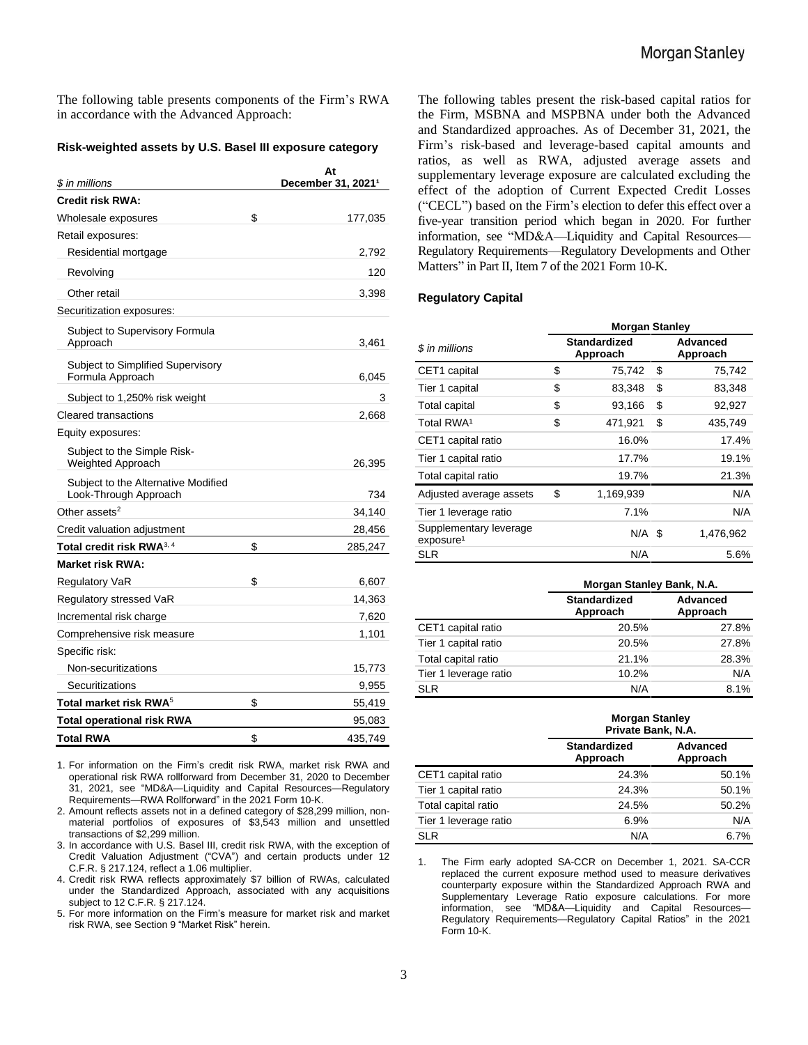The following table presents components of the Firm's RWA in accordance with the Advanced Approach:

**Risk-weighted assets by U.S. Basel III exposure category**

| *$ in millions* | At December 31, 2021[1] |
|---|---|
| **Credit risk RWA:** | |
| Wholesale exposures | $ 177,035 |
| Retail exposures: | |
| Residential mortgage | 2,792 |
| Revolving | 120 |
| Other retail | 3,398 |
| Securitization exposures: | |
| Subject to Supervisory Formula Approach | 3,461 |
| Subject to Simplified Supervisory Formula Approach | 6,045 |
| Subject to 1,250% risk weight | 3 |
| Cleared transactions | 2,668 |
| Equity exposures: | |
| Subject to the Simple Risk-Weighted Approach | 26,395 |
| Subject to the Alternative Modified Look-Through Approach | 734 |
| Other assets[2] | 34,140 |
| Credit valuation adjustment | 28,456 |
| **Total credit risk RWA**[3, 4] | $ 285,247 |
| **Market risk RWA:** | |
| Regulatory VaR | $ 6,607 |
| Regulatory stressed VaR | 14,363 |
| Incremental risk charge | 7,620 |
| Comprehensive risk measure | 1,101 |
| Specific risk: | |
| Non-securitizations | 15,773 |
| Securitizations | 9,955 |
| **Total market risk RWA**[5] | $ 55,419 |
| **Total operational risk RWA** | 95,083 |
| **Total RWA** | $ 435,749 |

1. For information on the Firm's credit risk RWA, market risk RWA and operational risk RWA rollforward from December 31, 2020 to December 31, 2021, see "MD&A—Liquidity and Capital Resources—Regulatory Requirements—RWA Rollforward" in the 2021 Form 10-K.
2. Amount reflects assets not in a defined category of $28,299 million, non-material portfolios of exposures of $3,543 million and unsettled transactions of $2,299 million.
3. In accordance with U.S. Basel III, credit risk RWA, with the exception of Credit Valuation Adjustment ("CVA") and certain products under 12 C.F.R. § 217.124, reflect a 1.06 multiplier.
4. Credit risk RWA reflects approximately $7 billion of RWAs, calculated under the Standardized Approach, associated with any acquisitions subject to 12 C.F.R. § 217.124.
5. For more information on the Firm's measure for market risk and market risk RWA, see Section 9 "Market Risk" herein.

The following tables present the risk-based capital ratios for the Firm, MSBNA and MSPBNA under both the Advanced and Standardized approaches. As of December 31, 2021, the Firm's risk-based and leverage-based capital amounts and ratios, as well as RWA, adjusted average assets and supplementary leverage exposure are calculated excluding the effect of the adoption of Current Expected Credit Losses ("CECL") based on the Firm's election to defer this effect over a five-year transition period which began in 2020. For further information, see "MD&A—Liquidity and Capital Resources—Regulatory Requirements—Regulatory Developments and Other Matters" in Part II, Item 7 of the 2021 Form 10-K.

**Regulatory Capital**

| | Morgan Stanley | |
|---|---|---|
| *$ in millions* | Standardized Approach | Advanced Approach |
| CET1 capital | $ 75,742 | $ 75,742 |
| Tier 1 capital | $ 83,348 | $ 83,348 |
| Total capital | $ 93,166 | $ 92,927 |
| Total RWA[1] | $ 471,921 | $ 435,749 |
| CET1 capital ratio | 16.0% | 17.4% |
| Tier 1 capital ratio | 17.7% | 19.1% |
| Total capital ratio | 19.7% | 21.3% |
| Adjusted average assets | $ 1,169,939 | N/A |
| Tier 1 leverage ratio | 7.1% | N/A |
| Supplementary leverage exposure[1] | N/A | $ 1,476,962 |
| SLR | N/A | 5.6% |

| | Morgan Stanley Bank, N.A. | |
|---|---|---|
| | Standardized Approach | Advanced Approach |
| CET1 capital ratio | 20.5% | 27.8% |
| Tier 1 capital ratio | 20.5% | 27.8% |
| Total capital ratio | 21.1% | 28.3% |
| Tier 1 leverage ratio | 10.2% | N/A |
| SLR | N/A | 8.1% |

| | Morgan Stanley Private Bank, N.A. | |
|---|---|---|
| | Standardized Approach | Advanced Approach |
| CET1 capital ratio | 24.3% | 50.1% |
| Tier 1 capital ratio | 24.3% | 50.1% |
| Total capital ratio | 24.5% | 50.2% |
| Tier 1 leverage ratio | 6.9% | N/A |
| SLR | N/A | 6.7% |

1. The Firm early adopted SA-CCR on December 1, 2021. SA-CCR replaced the current exposure method used to measure derivatives counterparty exposure within the Standardized Approach RWA and Supplementary Leverage Ratio exposure calculations. For more information, see "MD&A—Liquidity and Capital Resources—Regulatory Requirements—Regulatory Capital Ratios" in the 2021 Form 10-K.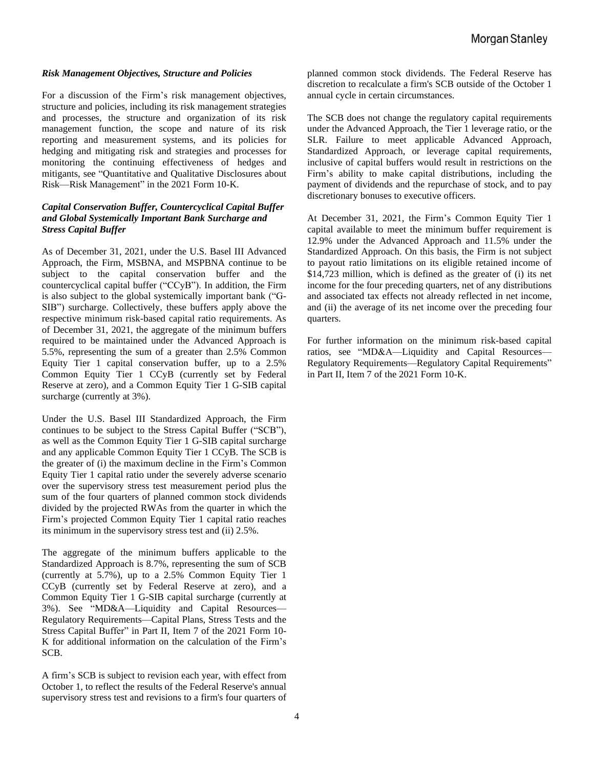### *Risk Management Objectives, Structure and Policies*

For a discussion of the Firm's risk management objectives, structure and policies, including its risk management strategies and processes, the structure and organization of its risk management function, the scope and nature of its risk reporting and measurement systems, and its policies for hedging and mitigating risk and strategies and processes for monitoring the continuing effectiveness of hedges and mitigants, see "Quantitative and Qualitative Disclosures about Risk—Risk Management" in the 2021 Form 10-K.

### *Capital Conservation Buffer, Countercyclical Capital Buffer and Global Systemically Important Bank Surcharge and Stress Capital Buffer*

As of December 31, 2021, under the U.S. Basel III Advanced Approach, the Firm, MSBNA, and MSPBNA continue to be subject to the capital conservation buffer and the countercyclical capital buffer ("CCyB"). In addition, the Firm is also subject to the global systemically important bank ("G-SIB") surcharge. Collectively, these buffers apply above the respective minimum risk-based capital ratio requirements. As of December 31, 2021, the aggregate of the minimum buffers required to be maintained under the Advanced Approach is 5.5%, representing the sum of a greater than 2.5% Common Equity Tier 1 capital conservation buffer, up to a 2.5% Common Equity Tier 1 CCyB (currently set by Federal Reserve at zero), and a Common Equity Tier 1 G-SIB capital surcharge (currently at 3%).

Under the U.S. Basel III Standardized Approach, the Firm continues to be subject to the Stress Capital Buffer ("SCB"), as well as the Common Equity Tier 1 G-SIB capital surcharge and any applicable Common Equity Tier 1 CCyB. The SCB is the greater of (i) the maximum decline in the Firm's Common Equity Tier 1 capital ratio under the severely adverse scenario over the supervisory stress test measurement period plus the sum of the four quarters of planned common stock dividends divided by the projected RWAs from the quarter in which the Firm's projected Common Equity Tier 1 capital ratio reaches its minimum in the supervisory stress test and (ii) 2.5%.

The aggregate of the minimum buffers applicable to the Standardized Approach is 8.7%, representing the sum of SCB (currently at 5.7%), up to a 2.5% Common Equity Tier 1 CCyB (currently set by Federal Reserve at zero), and a Common Equity Tier 1 G-SIB capital surcharge (currently at 3%). See "MD&A—Liquidity and Capital Resources—Regulatory Requirements—Capital Plans, Stress Tests and the Stress Capital Buffer" in Part II, Item 7 of the 2021 Form 10-K for additional information on the calculation of the Firm's SCB.

A firm's SCB is subject to revision each year, with effect from October 1, to reflect the results of the Federal Reserve's annual supervisory stress test and revisions to a firm's four quarters of planned common stock dividends. The Federal Reserve has discretion to recalculate a firm's SCB outside of the October 1 annual cycle in certain circumstances.

The SCB does not change the regulatory capital requirements under the Advanced Approach, the Tier 1 leverage ratio, or the SLR. Failure to meet applicable Advanced Approach, Standardized Approach, or leverage capital requirements, inclusive of capital buffers would result in restrictions on the Firm's ability to make capital distributions, including the payment of dividends and the repurchase of stock, and to pay discretionary bonuses to executive officers.

At December 31, 2021, the Firm's Common Equity Tier 1 capital available to meet the minimum buffer requirement is 12.9% under the Advanced Approach and 11.5% under the Standardized Approach. On this basis, the Firm is not subject to payout ratio limitations on its eligible retained income of $14,723 million, which is defined as the greater of (i) its net income for the four preceding quarters, net of any distributions and associated tax effects not already reflected in net income, and (ii) the average of its net income over the preceding four quarters.

For further information on the minimum risk-based capital ratios, see "MD&A—Liquidity and Capital Resources—Regulatory Requirements—Regulatory Capital Requirements" in Part II, Item 7 of the 2021 Form 10-K.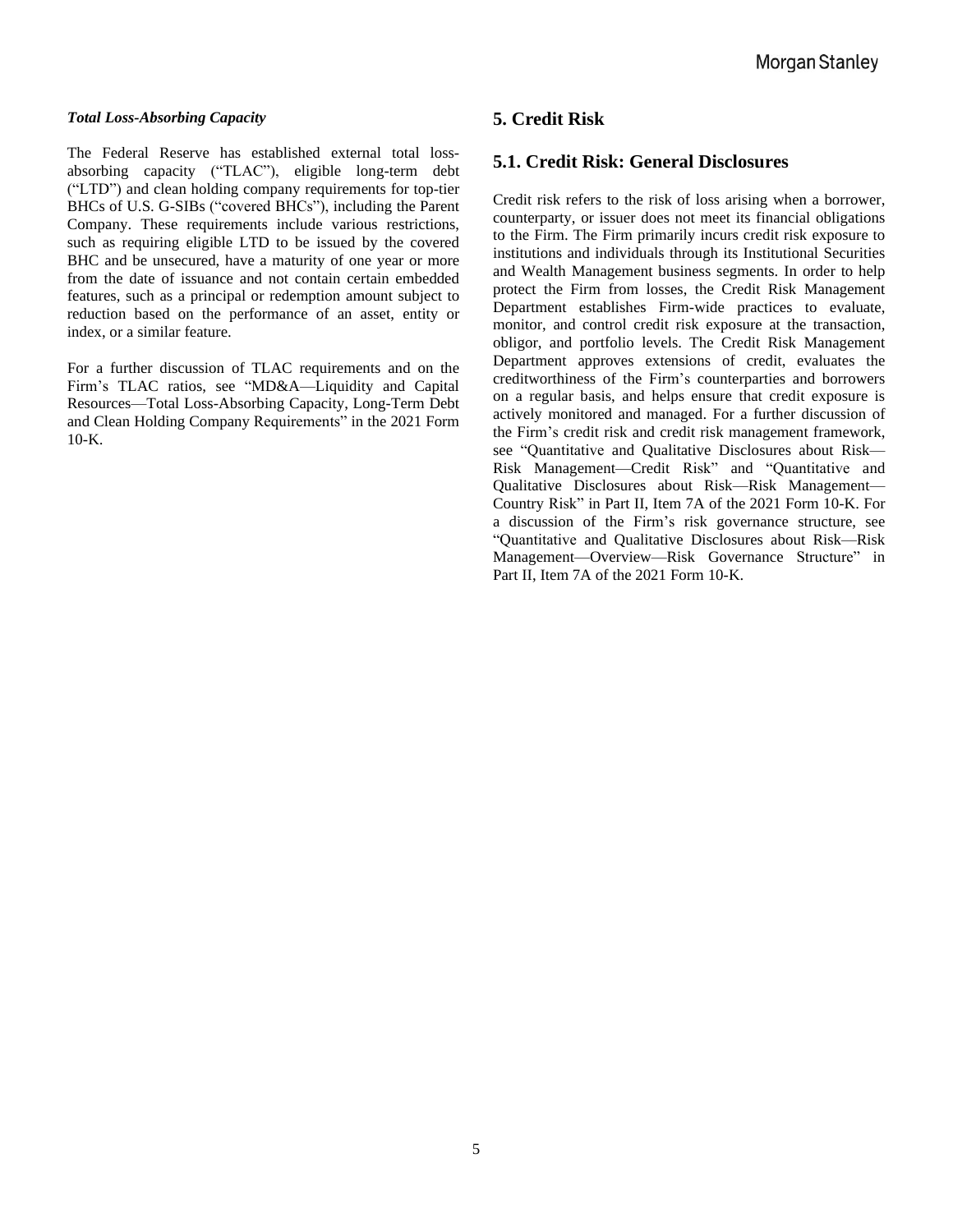***Total Loss-Absorbing Capacity***

The Federal Reserve has established external total loss-absorbing capacity ("TLAC"), eligible long-term debt ("LTD") and clean holding company requirements for top-tier BHCs of U.S. G-SIBs ("covered BHCs"), including the Parent Company. These requirements include various restrictions, such as requiring eligible LTD to be issued by the covered BHC and be unsecured, have a maturity of one year or more from the date of issuance and not contain certain embedded features, such as a principal or redemption amount subject to reduction based on the performance of an asset, entity or index, or a similar feature.

For a further discussion of TLAC requirements and on the Firm's TLAC ratios, see "MD&A—Liquidity and Capital Resources—Total Loss-Absorbing Capacity, Long-Term Debt and Clean Holding Company Requirements" in the 2021 Form 10-K.

# 5. Credit Risk

## 5.1. Credit Risk: General Disclosures

Credit risk refers to the risk of loss arising when a borrower, counterparty, or issuer does not meet its financial obligations to the Firm. The Firm primarily incurs credit risk exposure to institutions and individuals through its Institutional Securities and Wealth Management business segments. In order to help protect the Firm from losses, the Credit Risk Management Department establishes Firm-wide practices to evaluate, monitor, and control credit risk exposure at the transaction, obligor, and portfolio levels. The Credit Risk Management Department approves extensions of credit, evaluates the creditworthiness of the Firm's counterparties and borrowers on a regular basis, and helps ensure that credit exposure is actively monitored and managed. For a further discussion of the Firm's credit risk and credit risk management framework, see "Quantitative and Qualitative Disclosures about Risk—Risk Management—Credit Risk" and "Quantitative and Qualitative Disclosures about Risk—Risk Management—Country Risk" in Part II, Item 7A of the 2021 Form 10-K. For a discussion of the Firm's risk governance structure, see "Quantitative and Qualitative Disclosures about Risk—Risk Management—Overview—Risk Governance Structure" in Part II, Item 7A of the 2021 Form 10-K.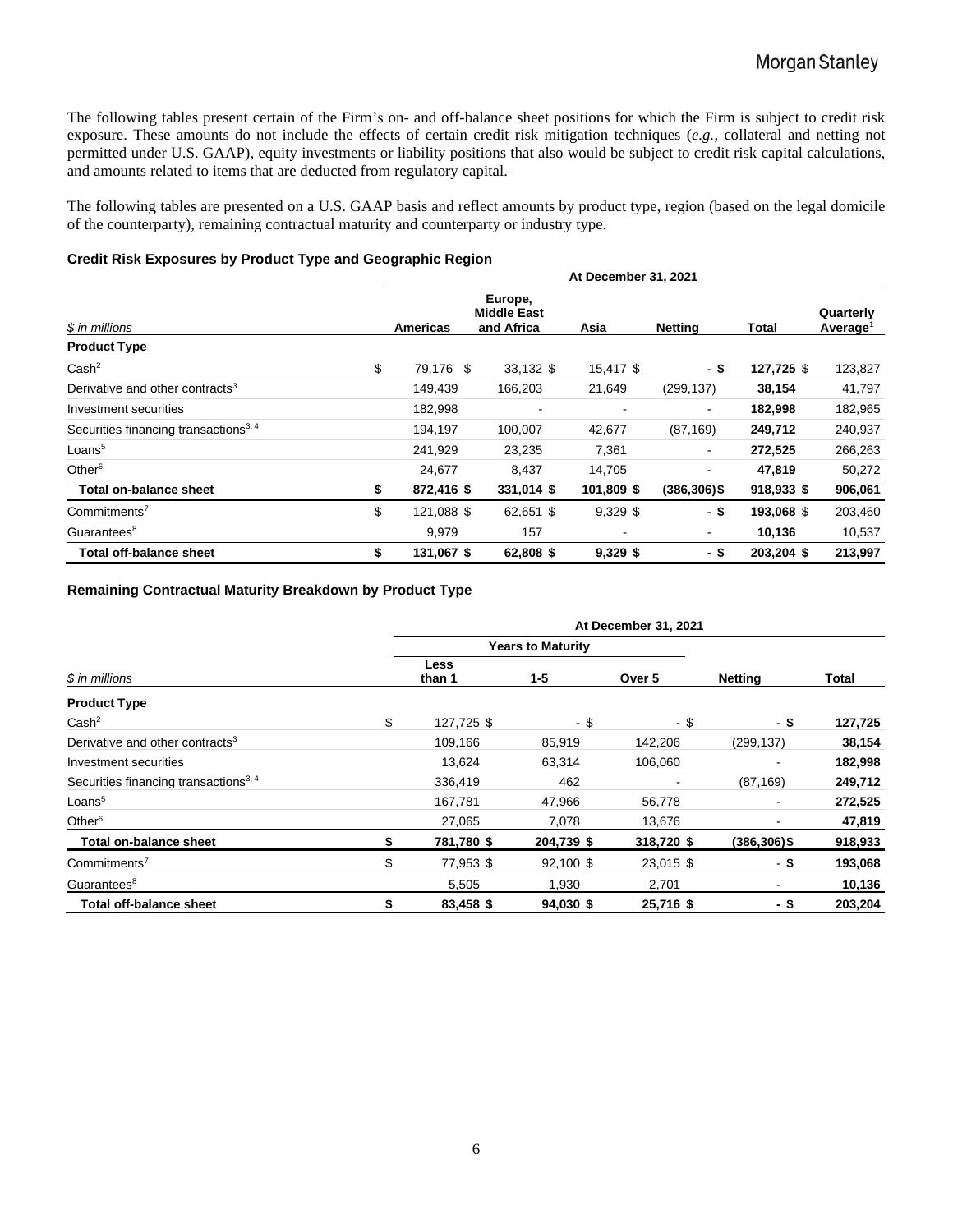The following tables present certain of the Firm's on- and off-balance sheet positions for which the Firm is subject to credit risk exposure. These amounts do not include the effects of certain credit risk mitigation techniques (*e.g.*, collateral and netting not permitted under U.S. GAAP), equity investments or liability positions that also would be subject to credit risk capital calculations, and amounts related to items that are deducted from regulatory capital.

The following tables are presented on a U.S. GAAP basis and reflect amounts by product type, region (based on the legal domicile of the counterparty), remaining contractual maturity and counterparty or industry type.

**Credit Risk Exposures by Product Type and Geographic Region**

| | At December 31, 2021 | | | | | |
|---|---|---|---|---|---|---|
| *$ in millions* | Americas | Europe, Middle East and Africa | Asia | Netting | Total | Quarterly Average[1] |
| **Product Type** | | | | | | |
| Cash[2] | $ 79,176 | $ 33,132 | $ 15,417 | $ - | **$ 127,725** | $ 123,827 |
| Derivative and other contracts[3] | 149,439 | 166,203 | 21,649 | (299,137) | **38,154** | 41,797 |
| Investment securities | 182,998 | - | - | - | **182,998** | 182,965 |
| Securities financing transactions[3, 4] | 194,197 | 100,007 | 42,677 | (87,169) | **249,712** | 240,937 |
| Loans[5] | 241,929 | 23,235 | 7,361 | - | **272,525** | 266,263 |
| Other[6] | 24,677 | 8,437 | 14,705 | - | **47,819** | 50,272 |
| **Total on-balance sheet** | **$ 872,416** | **$ 331,014** | **$ 101,809** | **$ (386,306)** | **$ 918,933** | **$ 906,061** |
| Commitments[7] | $ 121,088 | $ 62,651 | $ 9,329 | $ - | **$ 193,068** | $ 203,460 |
| Guarantees[8] | 9,979 | 157 | - | - | **10,136** | 10,537 |
| **Total off-balance sheet** | **$ 131,067** | **$ 62,808** | **$ 9,329** | **$ -** | **$ 203,204** | **$ 213,997** |

**Remaining Contractual Maturity Breakdown by Product Type**

| | At December 31, 2021 | | | | |
|---|---|---|---|---|---|
| | Years to Maturity | | | | |
| *$ in millions* | Less than 1 | 1-5 | Over 5 | Netting | Total |
| **Product Type** | | | | | |
| Cash[2] | $ 127,725 | $ - | $ - | $ - | **$ 127,725** |
| Derivative and other contracts[3] | 109,166 | 85,919 | 142,206 | (299,137) | **38,154** |
| Investment securities | 13,624 | 63,314 | 106,060 | - | **182,998** |
| Securities financing transactions[3, 4] | 336,419 | 462 | - | (87,169) | **249,712** |
| Loans[5] | 167,781 | 47,966 | 56,778 | - | **272,525** |
| Other[6] | 27,065 | 7,078 | 13,676 | - | **47,819** |
| **Total on-balance sheet** | **$ 781,780** | **$ 204,739** | **$ 318,720** | **$ (386,306)** | **$ 918,933** |
| Commitments[7] | $ 77,953 | $ 92,100 | $ 23,015 | $ - | **$ 193,068** |
| Guarantees[8] | 5,505 | 1,930 | 2,701 | - | **10,136** |
| **Total off-balance sheet** | **$ 83,458** | **$ 94,030** | **$ 25,716** | **$ -** | **$ 203,204** |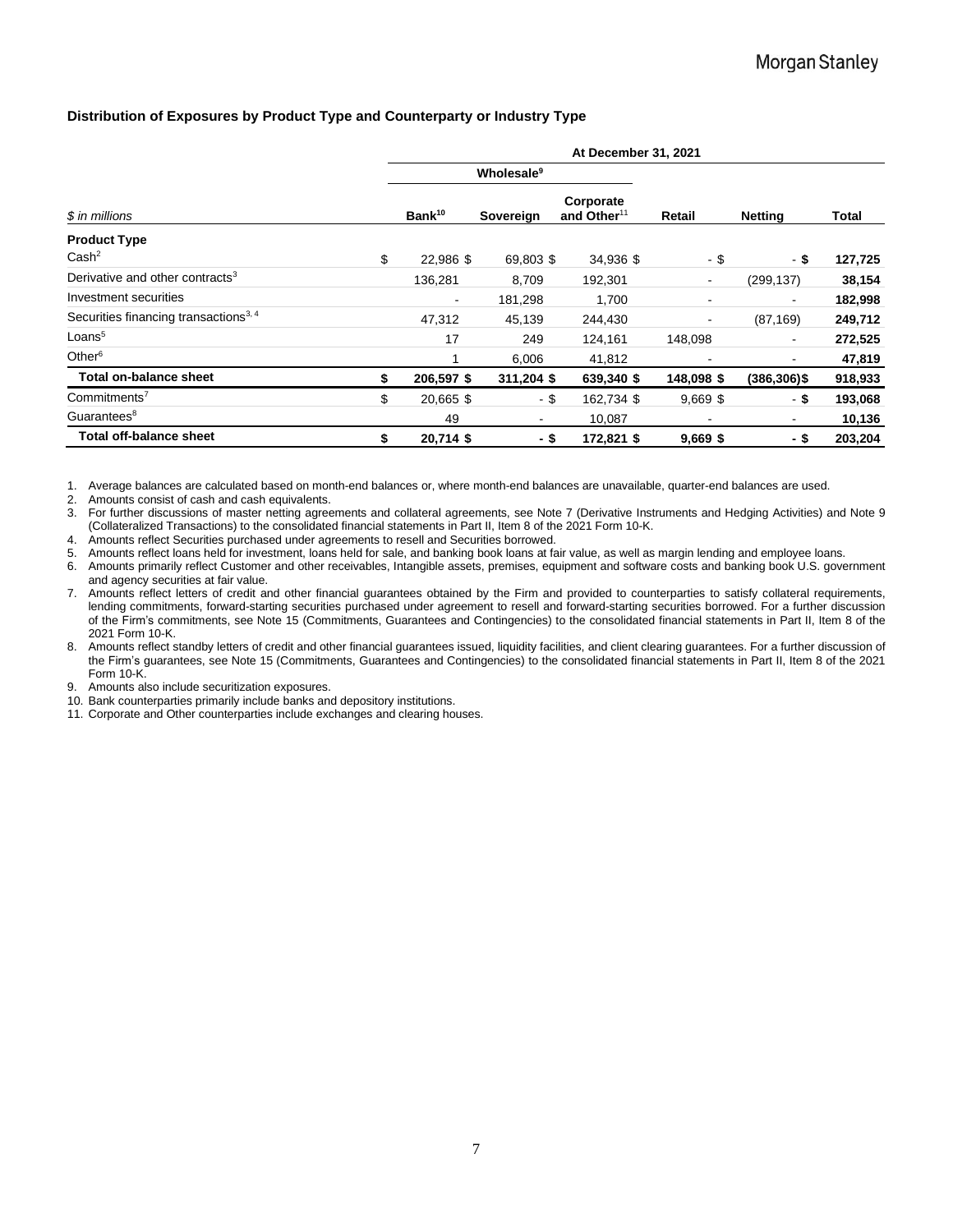### Distribution of Exposures by Product Type and Counterparty or Industry Type

| | At December 31, 2021 | | | | | |
|---|---|---|---|---|---|---|
| | Wholesale[9] | | | | | |
| *$ in millions* | Bank[10] | Sovereign | Corporate and Other[11] | Retail | Netting | Total |
| **Product Type** | | | | | | |
| Cash[2] | $ 22,986 | $ 69,803 | $ 34,936 | $ - | $ - | **$ 127,725** |
| Derivative and other contracts[3] | 136,281 | 8,709 | 192,301 | - | (299,137) | **38,154** |
| Investment securities | - | 181,298 | 1,700 | - | - | **182,998** |
| Securities financing transactions[3, 4] | 47,312 | 45,139 | 244,430 | - | (87,169) | **249,712** |
| Loans[5] | 17 | 249 | 124,161 | 148,098 | - | **272,525** |
| Other[6] | 1 | 6,006 | 41,812 | - | - | **47,819** |
| **Total on-balance sheet** | **$ 206,597** | **$ 311,204** | **$ 639,340** | **$ 148,098** | **$ (386,306)** | **$ 918,933** |
| Commitments[7] | $ 20,665 | $ - | $ 162,734 | $ 9,669 | $ - | **$ 193,068** |
| Guarantees[8] | 49 | - | 10,087 | - | - | **10,136** |
| **Total off-balance sheet** | **$ 20,714** | **$ -** | **$ 172,821** | **$ 9,669** | **$ -** | **$ 203,204** |

1. Average balances are calculated based on month-end balances or, where month-end balances are unavailable, quarter-end balances are used.
2. Amounts consist of cash and cash equivalents.
3. For further discussions of master netting agreements and collateral agreements, see Note 7 (Derivative Instruments and Hedging Activities) and Note 9 (Collateralized Transactions) to the consolidated financial statements in Part II, Item 8 of the 2021 Form 10-K.
4. Amounts reflect Securities purchased under agreements to resell and Securities borrowed.
5. Amounts reflect loans held for investment, loans held for sale, and banking book loans at fair value, as well as margin lending and employee loans.
6. Amounts primarily reflect Customer and other receivables, Intangible assets, premises, equipment and software costs and banking book U.S. government and agency securities at fair value.
7. Amounts reflect letters of credit and other financial guarantees obtained by the Firm and provided to counterparties to satisfy collateral requirements, lending commitments, forward-starting securities purchased under agreement to resell and forward-starting securities borrowed. For a further discussion of the Firm's commitments, see Note 15 (Commitments, Guarantees and Contingencies) to the consolidated financial statements in Part II, Item 8 of the 2021 Form 10-K.
8. Amounts reflect standby letters of credit and other financial guarantees issued, liquidity facilities, and client clearing guarantees. For a further discussion of the Firm's guarantees, see Note 15 (Commitments, Guarantees and Contingencies) to the consolidated financial statements in Part II, Item 8 of the 2021 Form 10-K.
9. Amounts also include securitization exposures.
10. Bank counterparties primarily include banks and depository institutions.
11. Corporate and Other counterparties include exchanges and clearing houses.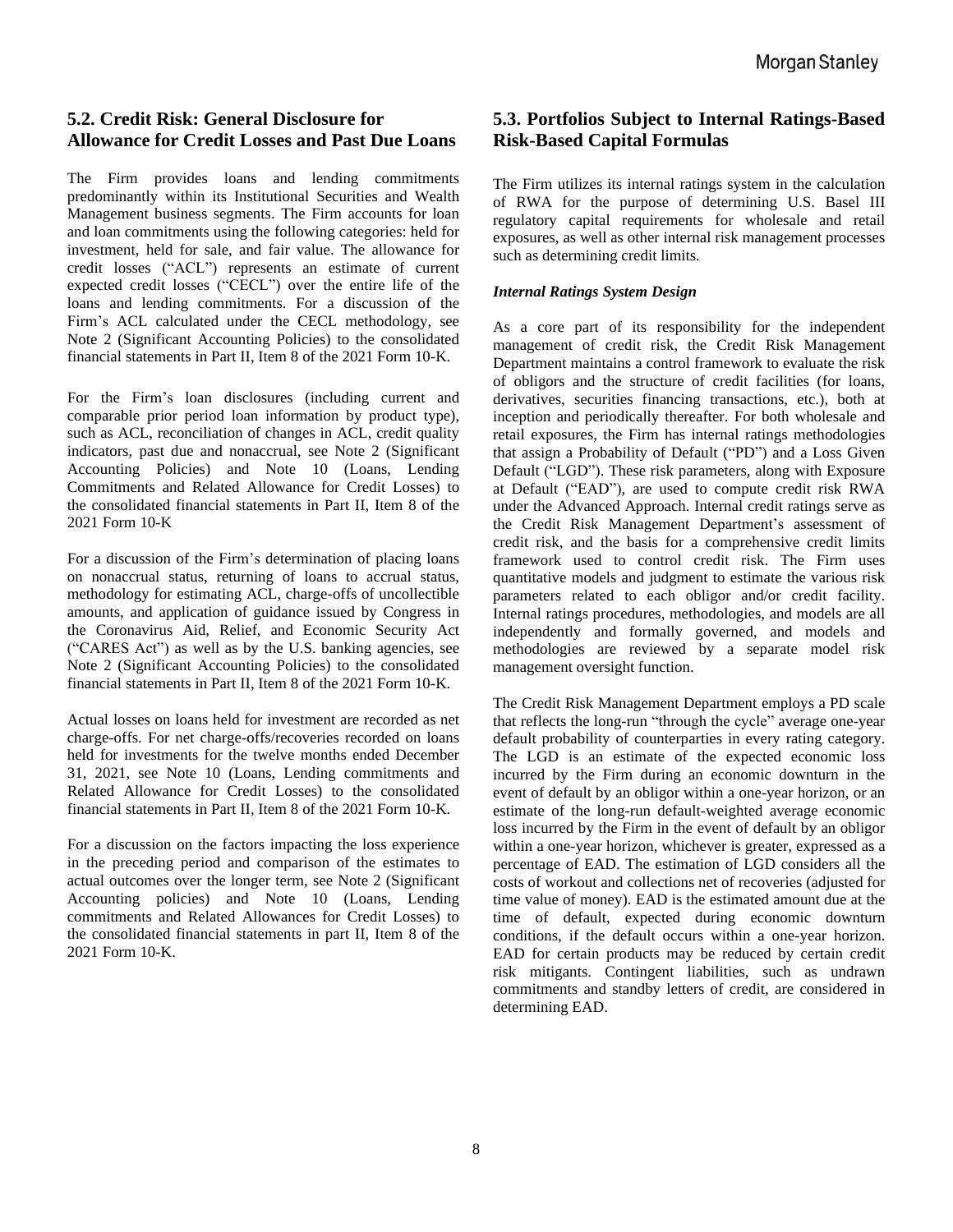## 5.2. Credit Risk: General Disclosure for Allowance for Credit Losses and Past Due Loans

The Firm provides loans and lending commitments predominantly within its Institutional Securities and Wealth Management business segments. The Firm accounts for loan and loan commitments using the following categories: held for investment, held for sale, and fair value. The allowance for credit losses ("ACL") represents an estimate of current expected credit losses ("CECL") over the entire life of the loans and lending commitments. For a discussion of the Firm's ACL calculated under the CECL methodology, see Note 2 (Significant Accounting Policies) to the consolidated financial statements in Part II, Item 8 of the 2021 Form 10-K.

For the Firm's loan disclosures (including current and comparable prior period loan information by product type), such as ACL, reconciliation of changes in ACL, credit quality indicators, past due and nonaccrual, see Note 2 (Significant Accounting Policies) and Note 10 (Loans, Lending Commitments and Related Allowance for Credit Losses) to the consolidated financial statements in Part II, Item 8 of the 2021 Form 10-K

For a discussion of the Firm's determination of placing loans on nonaccrual status, returning of loans to accrual status, methodology for estimating ACL, charge-offs of uncollectible amounts, and application of guidance issued by Congress in the Coronavirus Aid, Relief, and Economic Security Act ("CARES Act") as well as by the U.S. banking agencies, see Note 2 (Significant Accounting Policies) to the consolidated financial statements in Part II, Item 8 of the 2021 Form 10-K.

Actual losses on loans held for investment are recorded as net charge-offs. For net charge-offs/recoveries recorded on loans held for investments for the twelve months ended December 31, 2021, see Note 10 (Loans, Lending commitments and Related Allowance for Credit Losses) to the consolidated financial statements in Part II, Item 8 of the 2021 Form 10-K.

For a discussion on the factors impacting the loss experience in the preceding period and comparison of the estimates to actual outcomes over the longer term, see Note 2 (Significant Accounting policies) and Note 10 (Loans, Lending commitments and Related Allowances for Credit Losses) to the consolidated financial statements in part II, Item 8 of the 2021 Form 10-K.

## 5.3. Portfolios Subject to Internal Ratings-Based Risk-Based Capital Formulas

The Firm utilizes its internal ratings system in the calculation of RWA for the purpose of determining U.S. Basel III regulatory capital requirements for wholesale and retail exposures, as well as other internal risk management processes such as determining credit limits.

***Internal Ratings System Design***

As a core part of its responsibility for the independent management of credit risk, the Credit Risk Management Department maintains a control framework to evaluate the risk of obligors and the structure of credit facilities (for loans, derivatives, securities financing transactions, etc.), both at inception and periodically thereafter. For both wholesale and retail exposures, the Firm has internal ratings methodologies that assign a Probability of Default ("PD") and a Loss Given Default ("LGD"). These risk parameters, along with Exposure at Default ("EAD"), are used to compute credit risk RWA under the Advanced Approach. Internal credit ratings serve as the Credit Risk Management Department's assessment of credit risk, and the basis for a comprehensive credit limits framework used to control credit risk. The Firm uses quantitative models and judgment to estimate the various risk parameters related to each obligor and/or credit facility. Internal ratings procedures, methodologies, and models are all independently and formally governed, and models and methodologies are reviewed by a separate model risk management oversight function.

The Credit Risk Management Department employs a PD scale that reflects the long-run "through the cycle" average one-year default probability of counterparties in every rating category. The LGD is an estimate of the expected economic loss incurred by the Firm during an economic downturn in the event of default by an obligor within a one-year horizon, or an estimate of the long-run default-weighted average economic loss incurred by the Firm in the event of default by an obligor within a one-year horizon, whichever is greater, expressed as a percentage of EAD. The estimation of LGD considers all the costs of workout and collections net of recoveries (adjusted for time value of money). EAD is the estimated amount due at the time of default, expected during economic downturn conditions, if the default occurs within a one-year horizon. EAD for certain products may be reduced by certain credit risk mitigants. Contingent liabilities, such as undrawn commitments and standby letters of credit, are considered in determining EAD.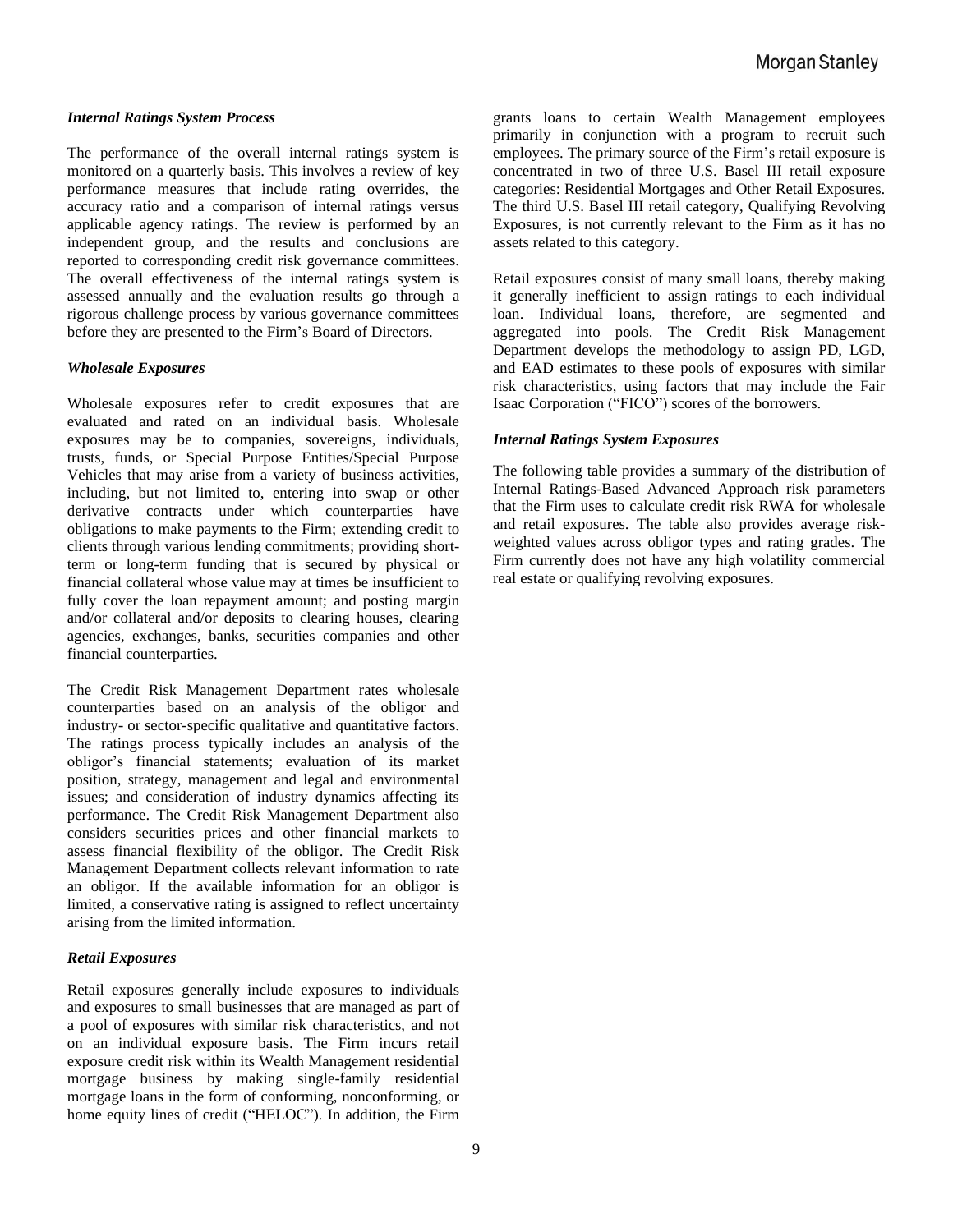#### *Internal Ratings System Process*

The performance of the overall internal ratings system is monitored on a quarterly basis. This involves a review of key performance measures that include rating overrides, the accuracy ratio and a comparison of internal ratings versus applicable agency ratings. The review is performed by an independent group, and the results and conclusions are reported to corresponding credit risk governance committees. The overall effectiveness of the internal ratings system is assessed annually and the evaluation results go through a rigorous challenge process by various governance committees before they are presented to the Firm's Board of Directors.

#### *Wholesale Exposures*

Wholesale exposures refer to credit exposures that are evaluated and rated on an individual basis. Wholesale exposures may be to companies, sovereigns, individuals, trusts, funds, or Special Purpose Entities/Special Purpose Vehicles that may arise from a variety of business activities, including, but not limited to, entering into swap or other derivative contracts under which counterparties have obligations to make payments to the Firm; extending credit to clients through various lending commitments; providing short-term or long-term funding that is secured by physical or financial collateral whose value may at times be insufficient to fully cover the loan repayment amount; and posting margin and/or collateral and/or deposits to clearing houses, clearing agencies, exchanges, banks, securities companies and other financial counterparties.

The Credit Risk Management Department rates wholesale counterparties based on an analysis of the obligor and industry- or sector-specific qualitative and quantitative factors. The ratings process typically includes an analysis of the obligor's financial statements; evaluation of its market position, strategy, management and legal and environmental issues; and consideration of industry dynamics affecting its performance. The Credit Risk Management Department also considers securities prices and other financial markets to assess financial flexibility of the obligor. The Credit Risk Management Department collects relevant information to rate an obligor. If the available information for an obligor is limited, a conservative rating is assigned to reflect uncertainty arising from the limited information.

#### *Retail Exposures*

Retail exposures generally include exposures to individuals and exposures to small businesses that are managed as part of a pool of exposures with similar risk characteristics, and not on an individual exposure basis. The Firm incurs retail exposure credit risk within its Wealth Management residential mortgage business by making single-family residential mortgage loans in the form of conforming, nonconforming, or home equity lines of credit ("HELOC"). In addition, the Firm grants loans to certain Wealth Management employees primarily in conjunction with a program to recruit such employees. The primary source of the Firm's retail exposure is concentrated in two of three U.S. Basel III retail exposure categories: Residential Mortgages and Other Retail Exposures. The third U.S. Basel III retail category, Qualifying Revolving Exposures, is not currently relevant to the Firm as it has no assets related to this category.

Retail exposures consist of many small loans, thereby making it generally inefficient to assign ratings to each individual loan. Individual loans, therefore, are segmented and aggregated into pools. The Credit Risk Management Department develops the methodology to assign PD, LGD, and EAD estimates to these pools of exposures with similar risk characteristics, using factors that may include the Fair Isaac Corporation ("FICO") scores of the borrowers.

#### *Internal Ratings System Exposures*

The following table provides a summary of the distribution of Internal Ratings-Based Advanced Approach risk parameters that the Firm uses to calculate credit risk RWA for wholesale and retail exposures. The table also provides average risk-weighted values across obligor types and rating grades. The Firm currently does not have any high volatility commercial real estate or qualifying revolving exposures.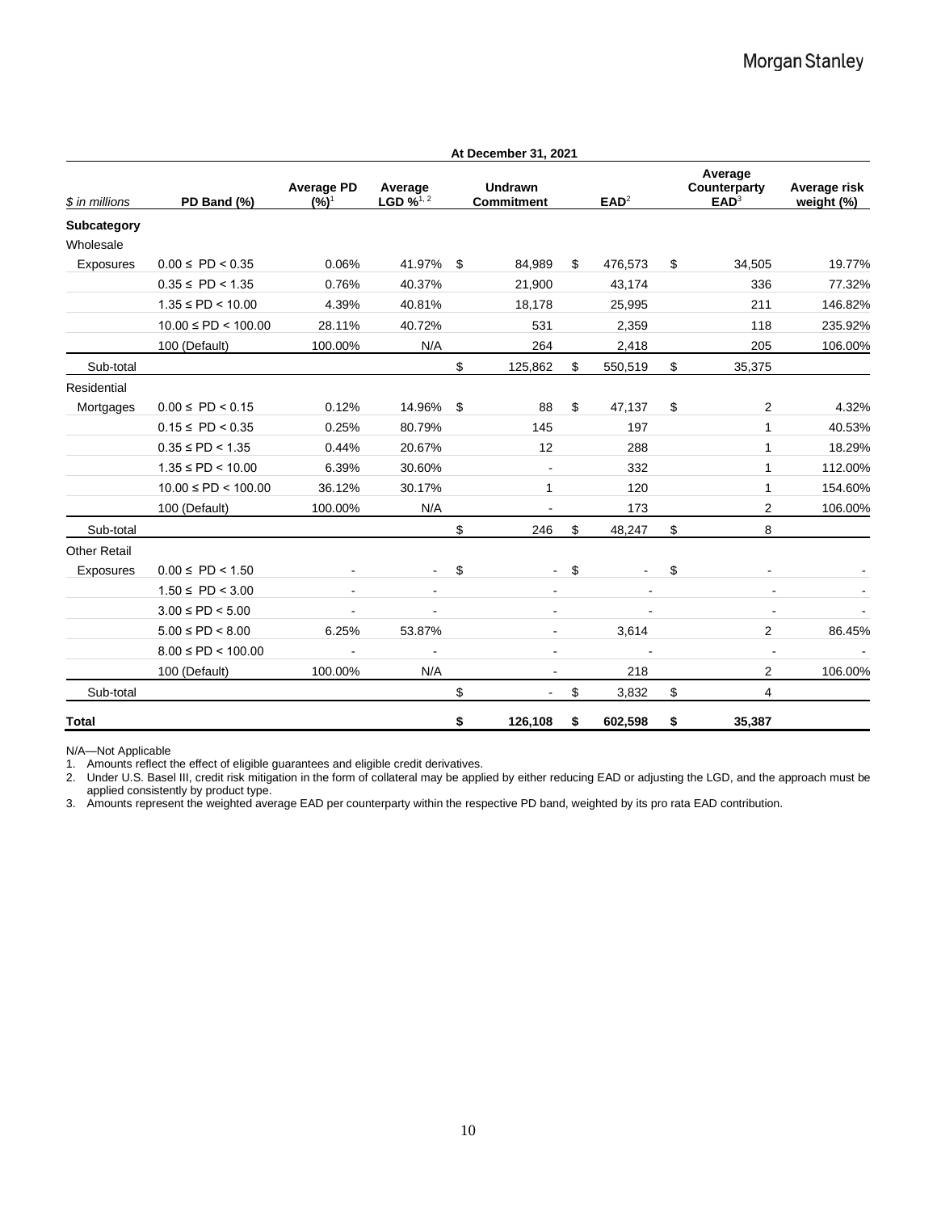| $ in millions | PD Band (%) | Average PD (%)[1] | Average LGD %[1, 2] | Undrawn Commitment | EAD[2] | Average Counterparty EAD[3] | Average risk weight (%) |
|---|---|---|---|---|---|---|---|
| | | **At December 31, 2021** | | | | | |
| **Subcategory** | | | | | | | |
| Wholesale | | | | | | | |
| Exposures | 0.00 ≤ PD < 0.35 | 0.06% | 41.97% | $ 84,989 | $ 476,573 | $ 34,505 | 19.77% |
| | 0.35 ≤ PD < 1.35 | 0.76% | 40.37% | 21,900 | 43,174 | 336 | 77.32% |
| | 1.35 ≤ PD < 10.00 | 4.39% | 40.81% | 18,178 | 25,995 | 211 | 146.82% |
| | 10.00 ≤ PD < 100.00 | 28.11% | 40.72% | 531 | 2,359 | 118 | 235.92% |
| | 100 (Default) | 100.00% | N/A | 264 | 2,418 | 205 | 106.00% |
| Sub-total | | | | $ 125,862 | $ 550,519 | $ 35,375 | |
| Residential | | | | | | | |
| Mortgages | 0.00 ≤ PD < 0.15 | 0.12% | 14.96% | $ 88 | $ 47,137 | $ 2 | 4.32% |
| | 0.15 ≤ PD < 0.35 | 0.25% | 80.79% | 145 | 197 | 1 | 40.53% |
| | 0.35 ≤ PD < 1.35 | 0.44% | 20.67% | 12 | 288 | 1 | 18.29% |
| | 1.35 ≤ PD < 10.00 | 6.39% | 30.60% | - | 332 | 1 | 112.00% |
| | 10.00 ≤ PD < 100.00 | 36.12% | 30.17% | 1 | 120 | 1 | 154.60% |
| | 100 (Default) | 100.00% | N/A | - | 173 | 2 | 106.00% |
| Sub-total | | | | $ 246 | $ 48,247 | $ 8 | |
| Other Retail | | | | | | | |
| Exposures | 0.00 ≤ PD < 1.50 | - | - | $ - | $ - | $ - | - |
| | 1.50 ≤ PD < 3.00 | - | - | - | - | - | - |
| | 3.00 ≤ PD < 5.00 | - | - | - | - | - | - |
| | 5.00 ≤ PD < 8.00 | 6.25% | 53.87% | - | 3,614 | 2 | 86.45% |
| | 8.00 ≤ PD < 100.00 | - | - | - | - | - | - |
| | 100 (Default) | 100.00% | N/A | - | 218 | 2 | 106.00% |
| Sub-total | | | | $ - | $ 3,832 | $ 4 | |
| **Total** | | | | **$ 126,108** | **$ 602,598** | **$ 35,387** | |

N/A—Not Applicable

1. Amounts reflect the effect of eligible guarantees and eligible credit derivatives.
2. Under U.S. Basel III, credit risk mitigation in the form of collateral may be applied by either reducing EAD or adjusting the LGD, and the approach must be applied consistently by product type.
3. Amounts represent the weighted average EAD per counterparty within the respective PD band, weighted by its pro rata EAD contribution.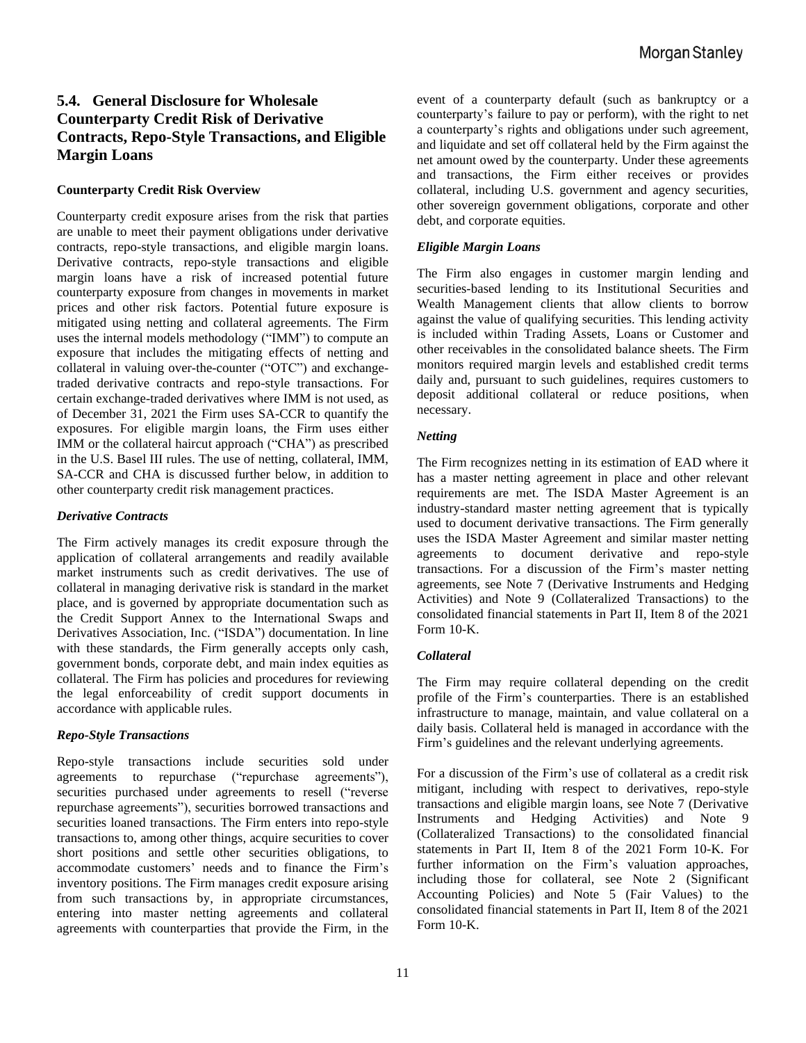## 5.4. General Disclosure for Wholesale Counterparty Credit Risk of Derivative Contracts, Repo-Style Transactions, and Eligible Margin Loans

**Counterparty Credit Risk Overview**

Counterparty credit exposure arises from the risk that parties are unable to meet their payment obligations under derivative contracts, repo-style transactions, and eligible margin loans. Derivative contracts, repo-style transactions and eligible margin loans have a risk of increased potential future counterparty exposure from changes in movements in market prices and other risk factors. Potential future exposure is mitigated using netting and collateral agreements. The Firm uses the internal models methodology ("IMM") to compute an exposure that includes the mitigating effects of netting and collateral in valuing over-the-counter ("OTC") and exchange-traded derivative contracts and repo-style transactions. For certain exchange-traded derivatives where IMM is not used, as of December 31, 2021 the Firm uses SA-CCR to quantify the exposures. For eligible margin loans, the Firm uses either IMM or the collateral haircut approach ("CHA") as prescribed in the U.S. Basel III rules. The use of netting, collateral, IMM, SA-CCR and CHA is discussed further below, in addition to other counterparty credit risk management practices.

***Derivative Contracts***

The Firm actively manages its credit exposure through the application of collateral arrangements and readily available market instruments such as credit derivatives. The use of collateral in managing derivative risk is standard in the market place, and is governed by appropriate documentation such as the Credit Support Annex to the International Swaps and Derivatives Association, Inc. ("ISDA") documentation. In line with these standards, the Firm generally accepts only cash, government bonds, corporate debt, and main index equities as collateral. The Firm has policies and procedures for reviewing the legal enforceability of credit support documents in accordance with applicable rules.

***Repo-Style Transactions***

Repo-style transactions include securities sold under agreements to repurchase ("repurchase agreements"), securities purchased under agreements to resell ("reverse repurchase agreements"), securities borrowed transactions and securities loaned transactions. The Firm enters into repo-style transactions to, among other things, acquire securities to cover short positions and settle other securities obligations, to accommodate customers' needs and to finance the Firm's inventory positions. The Firm manages credit exposure arising from such transactions by, in appropriate circumstances, entering into master netting agreements and collateral agreements with counterparties that provide the Firm, in the event of a counterparty default (such as bankruptcy or a counterparty's failure to pay or perform), with the right to net a counterparty's rights and obligations under such agreement, and liquidate and set off collateral held by the Firm against the net amount owed by the counterparty. Under these agreements and transactions, the Firm either receives or provides collateral, including U.S. government and agency securities, other sovereign government obligations, corporate and other debt, and corporate equities.

***Eligible Margin Loans***

The Firm also engages in customer margin lending and securities-based lending to its Institutional Securities and Wealth Management clients that allow clients to borrow against the value of qualifying securities. This lending activity is included within Trading Assets, Loans or Customer and other receivables in the consolidated balance sheets. The Firm monitors required margin levels and established credit terms daily and, pursuant to such guidelines, requires customers to deposit additional collateral or reduce positions, when necessary.

***Netting***

The Firm recognizes netting in its estimation of EAD where it has a master netting agreement in place and other relevant requirements are met. The ISDA Master Agreement is an industry-standard master netting agreement that is typically used to document derivative transactions. The Firm generally uses the ISDA Master Agreement and similar master netting agreements to document derivative and repo-style transactions. For a discussion of the Firm's master netting agreements, see Note 7 (Derivative Instruments and Hedging Activities) and Note 9 (Collateralized Transactions) to the consolidated financial statements in Part II, Item 8 of the 2021 Form 10-K.

***Collateral***

The Firm may require collateral depending on the credit profile of the Firm's counterparties. There is an established infrastructure to manage, maintain, and value collateral on a daily basis. Collateral held is managed in accordance with the Firm's guidelines and the relevant underlying agreements.

For a discussion of the Firm's use of collateral as a credit risk mitigant, including with respect to derivatives, repo-style transactions and eligible margin loans, see Note 7 (Derivative Instruments and Hedging Activities) and Note 9 (Collateralized Transactions) to the consolidated financial statements in Part II, Item 8 of the 2021 Form 10-K. For further information on the Firm's valuation approaches, including those for collateral, see Note 2 (Significant Accounting Policies) and Note 5 (Fair Values) to the consolidated financial statements in Part II, Item 8 of the 2021 Form 10-K.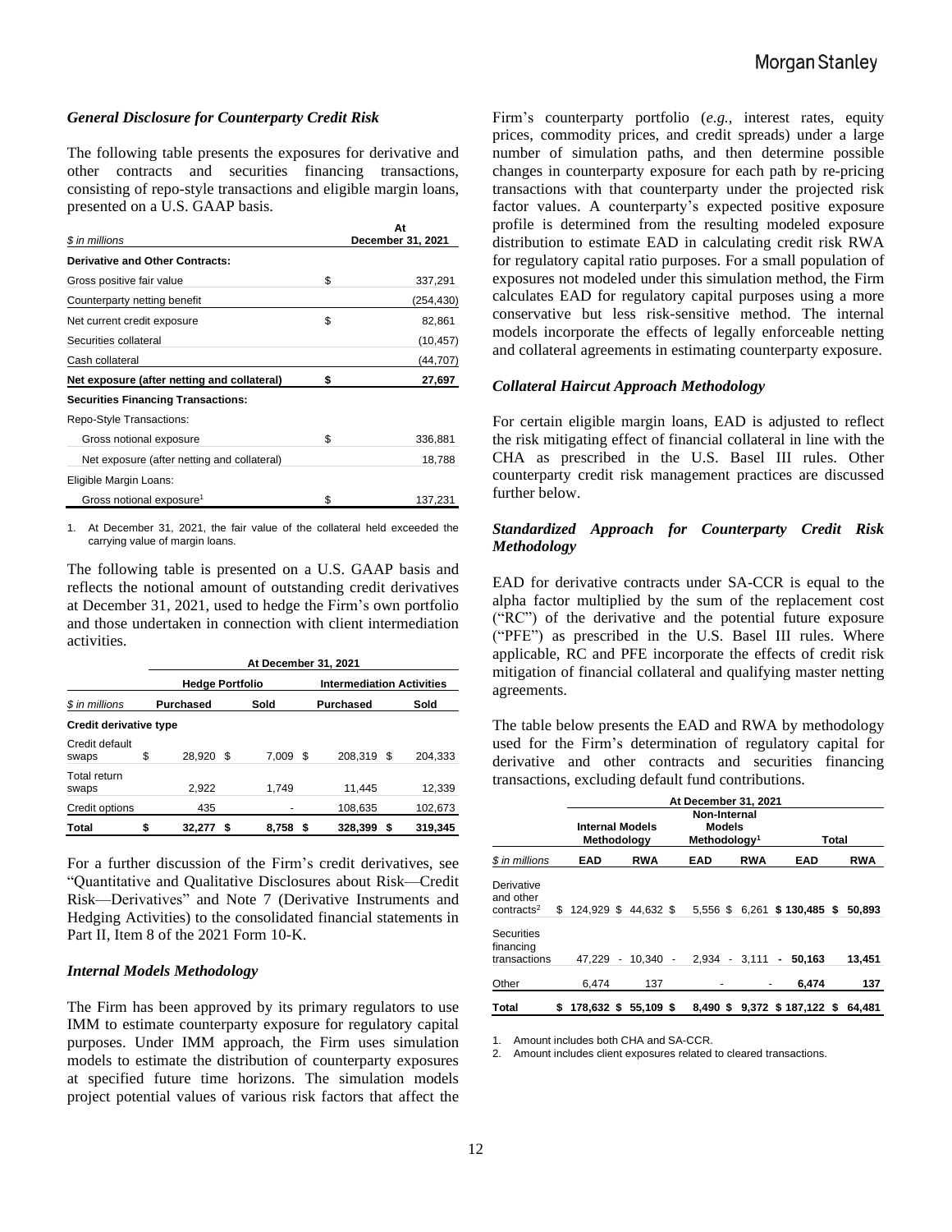### *General Disclosure for Counterparty Credit Risk*

The following table presents the exposures for derivative and other contracts and securities financing transactions, consisting of repo-style transactions and eligible margin loans, presented on a U.S. GAAP basis.

| *$ in millions* | At December 31, 2021 |
|---|---|
| **Derivative and Other Contracts:** | |
| Gross positive fair value | $ 337,291 |
| Counterparty netting benefit | (254,430) |
| Net current credit exposure | $ 82,861 |
| Securities collateral | (10,457) |
| Cash collateral | (44,707) |
| **Net exposure (after netting and collateral)** | **$ 27,697** |
| **Securities Financing Transactions:** | |
| Repo-Style Transactions: | |
| Gross notional exposure | $ 336,881 |
| Net exposure (after netting and collateral) | 18,788 |
| Eligible Margin Loans: | |
| Gross notional exposure[1] | $ 137,231 |

1. At December 31, 2021, the fair value of the collateral held exceeded the carrying value of margin loans.

The following table is presented on a U.S. GAAP basis and reflects the notional amount of outstanding credit derivatives at December 31, 2021, used to hedge the Firm's own portfolio and those undertaken in connection with client intermediation activities.

| | At December 31, 2021 | | | |
|---|---|---|---|---|
| | Hedge Portfolio | | Intermediation Activities | |
| *$ in millions* | Purchased | Sold | Purchased | Sold |
| **Credit derivative type** | | | | |
| Credit default swaps | $ 28,920 | $ 7,009 | $ 208,319 | $ 204,333 |
| Total return swaps | 2,922 | 1,749 | 11,445 | 12,339 |
| Credit options | 435 | - | 108,635 | 102,673 |
| **Total** | **$ 32,277** | **$ 8,758** | **$ 328,399** | **$ 319,345** |

For a further discussion of the Firm's credit derivatives, see "Quantitative and Qualitative Disclosures about Risk—Credit Risk—Derivatives" and Note 7 (Derivative Instruments and Hedging Activities) to the consolidated financial statements in Part II, Item 8 of the 2021 Form 10-K.

### *Internal Models Methodology*

The Firm has been approved by its primary regulators to use IMM to estimate counterparty exposure for regulatory capital purposes. Under IMM approach, the Firm uses simulation models to estimate the distribution of counterparty exposures at specified future time horizons. The simulation models project potential values of various risk factors that affect the Firm's counterparty portfolio (*e.g.*, interest rates, equity prices, commodity prices, and credit spreads) under a large number of simulation paths, and then determine possible changes in counterparty exposure for each path by re-pricing transactions with that counterparty under the projected risk factor values. A counterparty's expected positive exposure profile is determined from the resulting modeled exposure distribution to estimate EAD in calculating credit risk RWA for regulatory capital ratio purposes. For a small population of exposures not modeled under this simulation method, the Firm calculates EAD for regulatory capital purposes using a more conservative but less risk-sensitive method. The internal models incorporate the effects of legally enforceable netting and collateral agreements in estimating counterparty exposure.

### *Collateral Haircut Approach Methodology*

For certain eligible margin loans, EAD is adjusted to reflect the risk mitigating effect of financial collateral in line with the CHA as prescribed in the U.S. Basel III rules. Other counterparty credit risk management practices are discussed further below.

### *Standardized Approach for Counterparty Credit Risk Methodology*

EAD for derivative contracts under SA-CCR is equal to the alpha factor multiplied by the sum of the replacement cost ("RC") of the derivative and the potential future exposure ("PFE") as prescribed in the U.S. Basel III rules. Where applicable, RC and PFE incorporate the effects of credit risk mitigation of financial collateral and qualifying master netting agreements.

The table below presents the EAD and RWA by methodology used for the Firm's determination of regulatory capital for derivative and other contracts and securities financing transactions, excluding default fund contributions.

| | At December 31, 2021 | | | | | |
|---|---|---|---|---|---|---|
| | Internal Models Methodology | | Non-Internal Models Methodology[1] | | Total | |
| *$ in millions* | EAD | RWA | EAD | RWA | EAD | RWA |
| Derivative and other contracts[2] | $ 124,929 | $ 44,632 | $ 5,556 | $ 6,261 | $ 130,485 | $ 50,893 |
| Securities financing transactions | 47,229 | 10,340 | 2,934 | 3,111 | 50,163 | 13,451 |
| Other | 6,474 | 137 | - | - | 6,474 | 137 |
| **Total** | **$ 178,632** | **$ 55,109** | **$ 8,490** | **$ 9,372** | **$ 187,122** | **$ 64,481** |

1. Amount includes both CHA and SA-CCR.
2. Amount includes client exposures related to cleared transactions.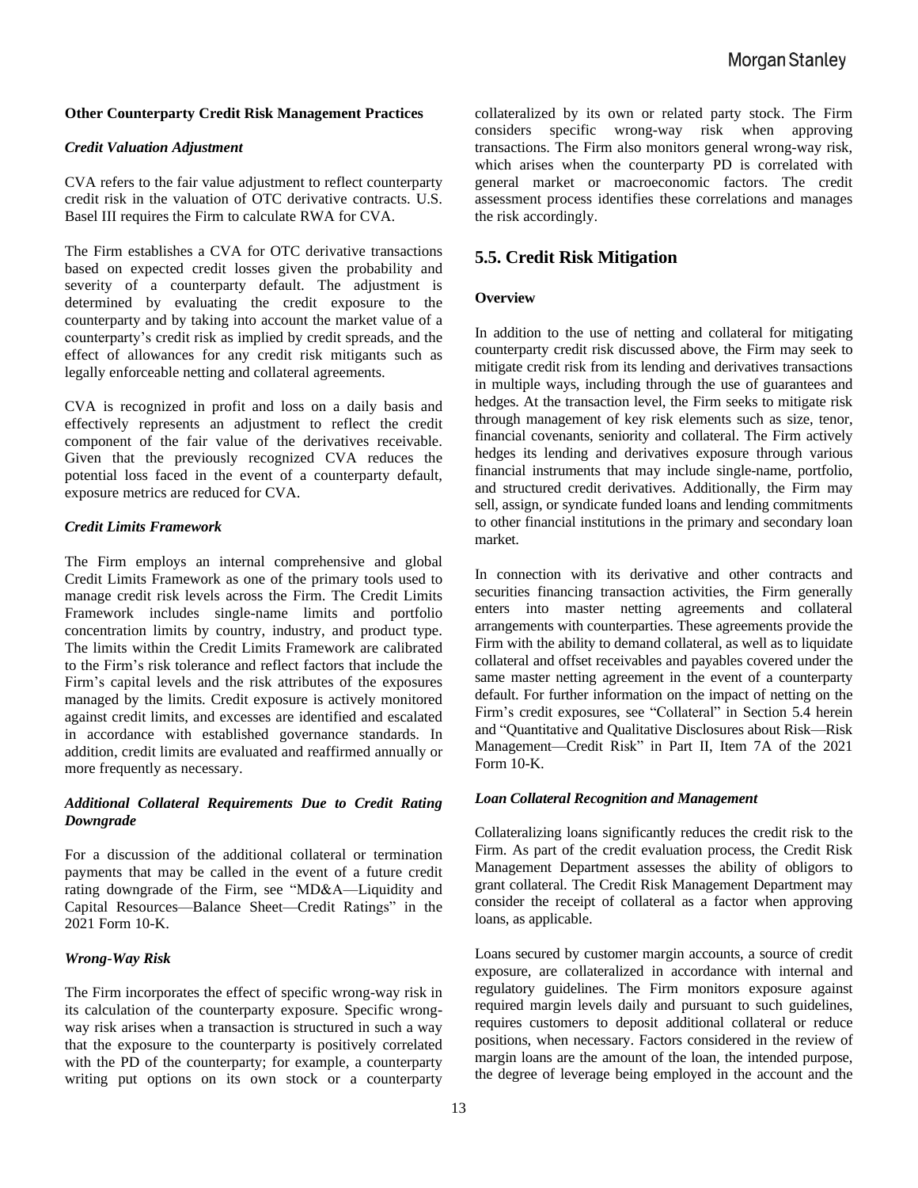**Other Counterparty Credit Risk Management Practices**

***Credit Valuation Adjustment***

CVA refers to the fair value adjustment to reflect counterparty credit risk in the valuation of OTC derivative contracts. U.S. Basel III requires the Firm to calculate RWA for CVA.

The Firm establishes a CVA for OTC derivative transactions based on expected credit losses given the probability and severity of a counterparty default. The adjustment is determined by evaluating the credit exposure to the counterparty and by taking into account the market value of a counterparty's credit risk as implied by credit spreads, and the effect of allowances for any credit risk mitigants such as legally enforceable netting and collateral agreements.

CVA is recognized in profit and loss on a daily basis and effectively represents an adjustment to reflect the credit component of the fair value of the derivatives receivable. Given that the previously recognized CVA reduces the potential loss faced in the event of a counterparty default, exposure metrics are reduced for CVA.

***Credit Limits Framework***

The Firm employs an internal comprehensive and global Credit Limits Framework as one of the primary tools used to manage credit risk levels across the Firm. The Credit Limits Framework includes single-name limits and portfolio concentration limits by country, industry, and product type. The limits within the Credit Limits Framework are calibrated to the Firm's risk tolerance and reflect factors that include the Firm's capital levels and the risk attributes of the exposures managed by the limits. Credit exposure is actively monitored against credit limits, and excesses are identified and escalated in accordance with established governance standards. In addition, credit limits are evaluated and reaffirmed annually or more frequently as necessary.

***Additional Collateral Requirements Due to Credit Rating Downgrade***

For a discussion of the additional collateral or termination payments that may be called in the event of a future credit rating downgrade of the Firm, see "MD&A—Liquidity and Capital Resources—Balance Sheet—Credit Ratings" in the 2021 Form 10-K.

***Wrong-Way Risk***

The Firm incorporates the effect of specific wrong-way risk in its calculation of the counterparty exposure. Specific wrong-way risk arises when a transaction is structured in such a way that the exposure to the counterparty is positively correlated with the PD of the counterparty; for example, a counterparty writing put options on its own stock or a counterparty collateralized by its own or related party stock. The Firm considers specific wrong-way risk when approving transactions. The Firm also monitors general wrong-way risk, which arises when the counterparty PD is correlated with general market or macroeconomic factors. The credit assessment process identifies these correlations and manages the risk accordingly.

## 5.5. Credit Risk Mitigation

**Overview**

In addition to the use of netting and collateral for mitigating counterparty credit risk discussed above, the Firm may seek to mitigate credit risk from its lending and derivatives transactions in multiple ways, including through the use of guarantees and hedges. At the transaction level, the Firm seeks to mitigate risk through management of key risk elements such as size, tenor, financial covenants, seniority and collateral. The Firm actively hedges its lending and derivatives exposure through various financial instruments that may include single-name, portfolio, and structured credit derivatives. Additionally, the Firm may sell, assign, or syndicate funded loans and lending commitments to other financial institutions in the primary and secondary loan market.

In connection with its derivative and other contracts and securities financing transaction activities, the Firm generally enters into master netting agreements and collateral arrangements with counterparties. These agreements provide the Firm with the ability to demand collateral, as well as to liquidate collateral and offset receivables and payables covered under the same master netting agreement in the event of a counterparty default. For further information on the impact of netting on the Firm's credit exposures, see "Collateral" in Section 5.4 herein and "Quantitative and Qualitative Disclosures about Risk—Risk Management—Credit Risk" in Part II, Item 7A of the 2021 Form 10-K.

***Loan Collateral Recognition and Management***

Collateralizing loans significantly reduces the credit risk to the Firm. As part of the credit evaluation process, the Credit Risk Management Department assesses the ability of obligors to grant collateral. The Credit Risk Management Department may consider the receipt of collateral as a factor when approving loans, as applicable.

Loans secured by customer margin accounts, a source of credit exposure, are collateralized in accordance with internal and regulatory guidelines. The Firm monitors exposure against required margin levels daily and pursuant to such guidelines, requires customers to deposit additional collateral or reduce positions, when necessary. Factors considered in the review of margin loans are the amount of the loan, the intended purpose, the degree of leverage being employed in the account and the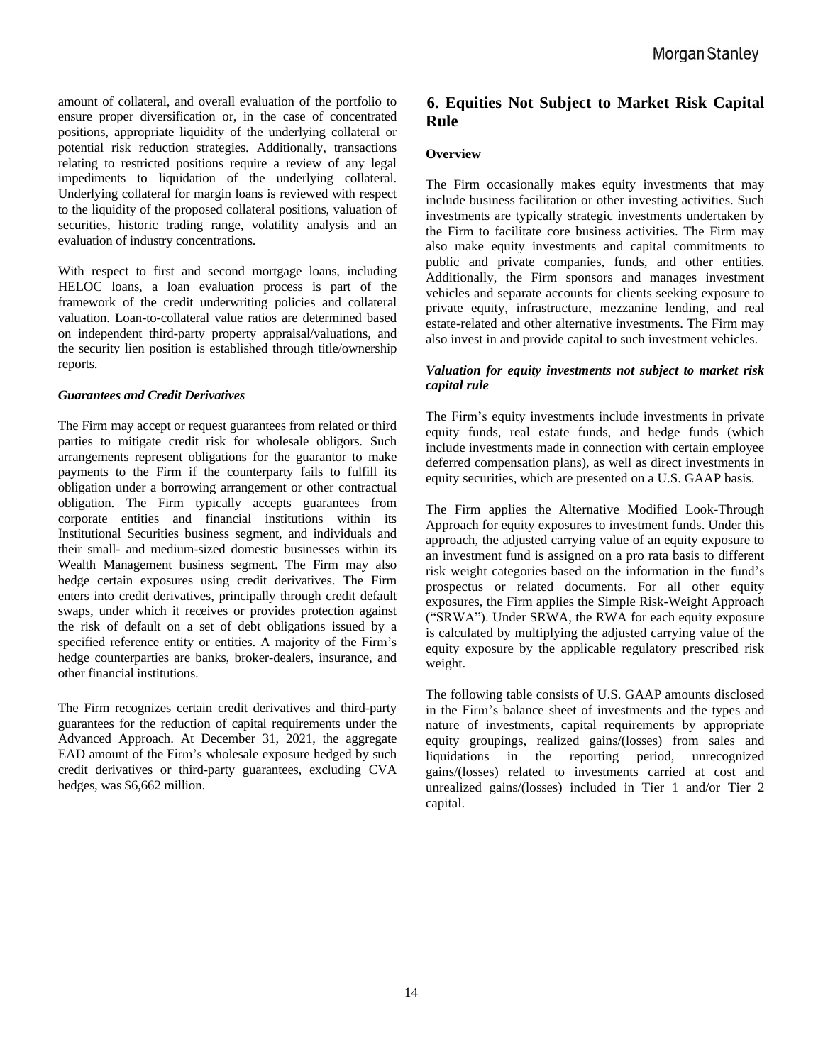amount of collateral, and overall evaluation of the portfolio to ensure proper diversification or, in the case of concentrated positions, appropriate liquidity of the underlying collateral or potential risk reduction strategies. Additionally, transactions relating to restricted positions require a review of any legal impediments to liquidation of the underlying collateral. Underlying collateral for margin loans is reviewed with respect to the liquidity of the proposed collateral positions, valuation of securities, historic trading range, volatility analysis and an evaluation of industry concentrations.

With respect to first and second mortgage loans, including HELOC loans, a loan evaluation process is part of the framework of the credit underwriting policies and collateral valuation. Loan-to-collateral value ratios are determined based on independent third-party property appraisal/valuations, and the security lien position is established through title/ownership reports.

***Guarantees and Credit Derivatives***

The Firm may accept or request guarantees from related or third parties to mitigate credit risk for wholesale obligors. Such arrangements represent obligations for the guarantor to make payments to the Firm if the counterparty fails to fulfill its obligation under a borrowing arrangement or other contractual obligation. The Firm typically accepts guarantees from corporate entities and financial institutions within its Institutional Securities business segment, and individuals and their small- and medium-sized domestic businesses within its Wealth Management business segment. The Firm may also hedge certain exposures using credit derivatives. The Firm enters into credit derivatives, principally through credit default swaps, under which it receives or provides protection against the risk of default on a set of debt obligations issued by a specified reference entity or entities. A majority of the Firm's hedge counterparties are banks, broker-dealers, insurance, and other financial institutions.

The Firm recognizes certain credit derivatives and third-party guarantees for the reduction of capital requirements under the Advanced Approach. At December 31, 2021, the aggregate EAD amount of the Firm's wholesale exposure hedged by such credit derivatives or third-party guarantees, excluding CVA hedges, was $6,662 million.

## 6. Equities Not Subject to Market Risk Capital Rule

**Overview**

The Firm occasionally makes equity investments that may include business facilitation or other investing activities. Such investments are typically strategic investments undertaken by the Firm to facilitate core business activities. The Firm may also make equity investments and capital commitments to public and private companies, funds, and other entities. Additionally, the Firm sponsors and manages investment vehicles and separate accounts for clients seeking exposure to private equity, infrastructure, mezzanine lending, and real estate-related and other alternative investments. The Firm may also invest in and provide capital to such investment vehicles.

***Valuation for equity investments not subject to market risk capital rule***

The Firm's equity investments include investments in private equity funds, real estate funds, and hedge funds (which include investments made in connection with certain employee deferred compensation plans), as well as direct investments in equity securities, which are presented on a U.S. GAAP basis.

The Firm applies the Alternative Modified Look-Through Approach for equity exposures to investment funds. Under this approach, the adjusted carrying value of an equity exposure to an investment fund is assigned on a pro rata basis to different risk weight categories based on the information in the fund's prospectus or related documents. For all other equity exposures, the Firm applies the Simple Risk-Weight Approach ("SRWA"). Under SRWA, the RWA for each equity exposure is calculated by multiplying the adjusted carrying value of the equity exposure by the applicable regulatory prescribed risk weight.

The following table consists of U.S. GAAP amounts disclosed in the Firm's balance sheet of investments and the types and nature of investments, capital requirements by appropriate equity groupings, realized gains/(losses) from sales and liquidations in the reporting period, unrecognized gains/(losses) related to investments carried at cost and unrealized gains/(losses) included in Tier 1 and/or Tier 2 capital.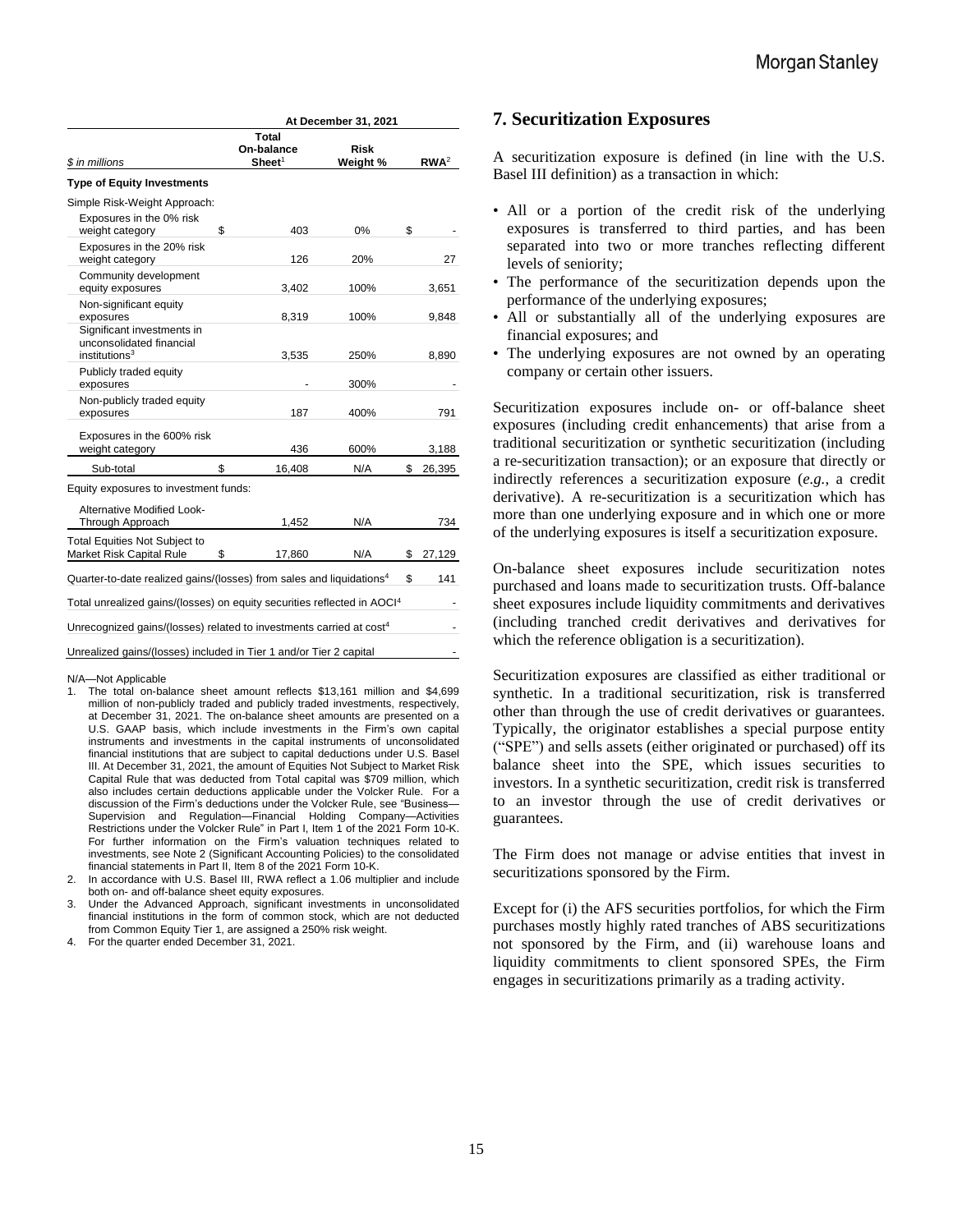| $ in millions | At December 31, 2021 | | |
|---|---|---|---|
| | Total On-balance Sheet[1] | Risk Weight % | RWA[2] |
| **Type of Equity Investments** | | | |
| Simple Risk-Weight Approach: | | | |
| Exposures in the 0% risk weight category | $ 403 | 0% | $ - |
| Exposures in the 20% risk weight category | 126 | 20% | 27 |
| Community development equity exposures | 3,402 | 100% | 3,651 |
| Non-significant equity exposures | 8,319 | 100% | 9,848 |
| Significant investments in unconsolidated financial institutions[3] | 3,535 | 250% | 8,890 |
| Publicly traded equity exposures | - | 300% | - |
| Non-publicly traded equity exposures | 187 | 400% | 791 |
| Exposures in the 600% risk weight category | 436 | 600% | 3,188 |
| Sub-total | $ 16,408 | N/A | $ 26,395 |
| Equity exposures to investment funds: | | | |
| Alternative Modified Look-Through Approach | 1,452 | N/A | 734 |
| Total Equities Not Subject to Market Risk Capital Rule | $ 17,860 | N/A | $ 27,129 |
| Quarter-to-date realized gains/(losses) from sales and liquidations[4] | | | $ 141 |
| Total unrealized gains/(losses) on equity securities reflected in AOCI[4] | | | - |
| Unrecognized gains/(losses) related to investments carried at cost[4] | | | - |
| Unrealized gains/(losses) included in Tier 1 and/or Tier 2 capital | | | - |

N/A—Not Applicable

1. The total on-balance sheet amount reflects $13,161 million and $4,699 million of non-publicly traded and publicly traded investments, respectively, at December 31, 2021. The on-balance sheet amounts are presented on a U.S. GAAP basis, which include investments in the Firm's own capital instruments and investments in the capital instruments of unconsolidated financial institutions that are subject to capital deductions under U.S. Basel III. At December 31, 2021, the amount of Equities Not Subject to Market Risk Capital Rule that was deducted from Total capital was $709 million, which also includes certain deductions applicable under the Volcker Rule. For a discussion of the Firm's deductions under the Volcker Rule, see "Business—Supervision and Regulation—Financial Holding Company—Activities Restrictions under the Volcker Rule" in Part I, Item 1 of the 2021 Form 10-K. For further information on the Firm's valuation techniques related to investments, see Note 2 (Significant Accounting Policies) to the consolidated financial statements in Part II, Item 8 of the 2021 Form 10-K.
2. In accordance with U.S. Basel III, RWA reflect a 1.06 multiplier and include both on- and off-balance sheet equity exposures.
3. Under the Advanced Approach, significant investments in unconsolidated financial institutions in the form of common stock, which are not deducted from Common Equity Tier 1, are assigned a 250% risk weight.
4. For the quarter ended December 31, 2021.

## 7. Securitization Exposures

A securitization exposure is defined (in line with the U.S. Basel III definition) as a transaction in which:

- All or a portion of the credit risk of the underlying exposures is transferred to third parties, and has been separated into two or more tranches reflecting different levels of seniority;
- The performance of the securitization depends upon the performance of the underlying exposures;
- All or substantially all of the underlying exposures are financial exposures; and
- The underlying exposures are not owned by an operating company or certain other issuers.

Securitization exposures include on- or off-balance sheet exposures (including credit enhancements) that arise from a traditional securitization or synthetic securitization (including a re-securitization transaction); or an exposure that directly or indirectly references a securitization exposure (*e.g.*, a credit derivative). A re-securitization is a securitization which has more than one underlying exposure and in which one or more of the underlying exposures is itself a securitization exposure.

On-balance sheet exposures include securitization notes purchased and loans made to securitization trusts. Off-balance sheet exposures include liquidity commitments and derivatives (including tranched credit derivatives and derivatives for which the reference obligation is a securitization).

Securitization exposures are classified as either traditional or synthetic. In a traditional securitization, risk is transferred other than through the use of credit derivatives or guarantees. Typically, the originator establishes a special purpose entity ("SPE") and sells assets (either originated or purchased) off its balance sheet into the SPE, which issues securities to investors. In a synthetic securitization, credit risk is transferred to an investor through the use of credit derivatives or guarantees.

The Firm does not manage or advise entities that invest in securitizations sponsored by the Firm.

Except for (i) the AFS securities portfolios, for which the Firm purchases mostly highly rated tranches of ABS securitizations not sponsored by the Firm, and (ii) warehouse loans and liquidity commitments to client sponsored SPEs, the Firm engages in securitizations primarily as a trading activity.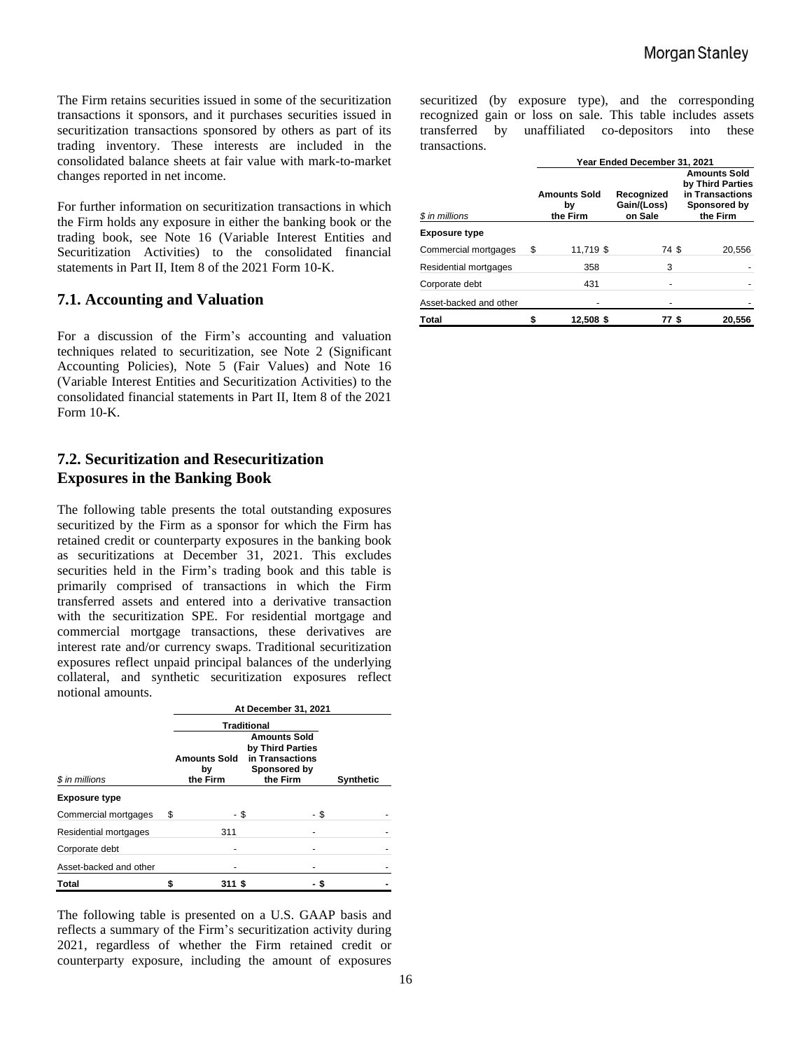The Firm retains securities issued in some of the securitization transactions it sponsors, and it purchases securities issued in securitization transactions sponsored by others as part of its trading inventory. These interests are included in the consolidated balance sheets at fair value with mark-to-market changes reported in net income.

For further information on securitization transactions in which the Firm holds any exposure in either the banking book or the trading book, see Note 16 (Variable Interest Entities and Securitization Activities) to the consolidated financial statements in Part II, Item 8 of the 2021 Form 10-K.

## 7.1. Accounting and Valuation

For a discussion of the Firm's accounting and valuation techniques related to securitization, see Note 2 (Significant Accounting Policies), Note 5 (Fair Values) and Note 16 (Variable Interest Entities and Securitization Activities) to the consolidated financial statements in Part II, Item 8 of the 2021 Form 10-K.

## 7.2. Securitization and Resecuritization Exposures in the Banking Book

The following table presents the total outstanding exposures securitized by the Firm as a sponsor for which the Firm has retained credit or counterparty exposures in the banking book as securitizations at December 31, 2021. This excludes securities held in the Firm's trading book and this table is primarily comprised of transactions in which the Firm transferred assets and entered into a derivative transaction with the securitization SPE. For residential mortgage and commercial mortgage transactions, these derivatives are interest rate and/or currency swaps. Traditional securitization exposures reflect unpaid principal balances of the underlying collateral, and synthetic securitization exposures reflect notional amounts.

| | At December 31, 2021 | | |
|---|---|---|---|
| | Traditional | | |
| $ in millions | Amounts Sold by the Firm | Amounts Sold by Third Parties in Transactions Sponsored by the Firm | Synthetic |
| **Exposure type** | | | |
| Commercial mortgages | $ - | $ - | $ - |
| Residential mortgages | 311 | - | - |
| Corporate debt | - | - | - |
| Asset-backed and other | - | - | - |
| **Total** | **$ 311** | **$ -** | **$ -** |

The following table is presented on a U.S. GAAP basis and reflects a summary of the Firm's securitization activity during 2021, regardless of whether the Firm retained credit or counterparty exposure, including the amount of exposures securitized (by exposure type), and the corresponding recognized gain or loss on sale. This table includes assets transferred by unaffiliated co-depositors into these transactions.

| | Year Ended December 31, 2021 | | |
|---|---|---|---|
| $ in millions | Amounts Sold by the Firm | Recognized Gain/(Loss) on Sale | Amounts Sold by Third Parties in Transactions Sponsored by the Firm |
| **Exposure type** | | | |
| Commercial mortgages | $ 11,719 | $ 74 | $ 20,556 |
| Residential mortgages | 358 | 3 | - |
| Corporate debt | 431 | - | - |
| Asset-backed and other | - | - | - |
| **Total** | **$ 12,508** | **$ 77** | **$ 20,556** |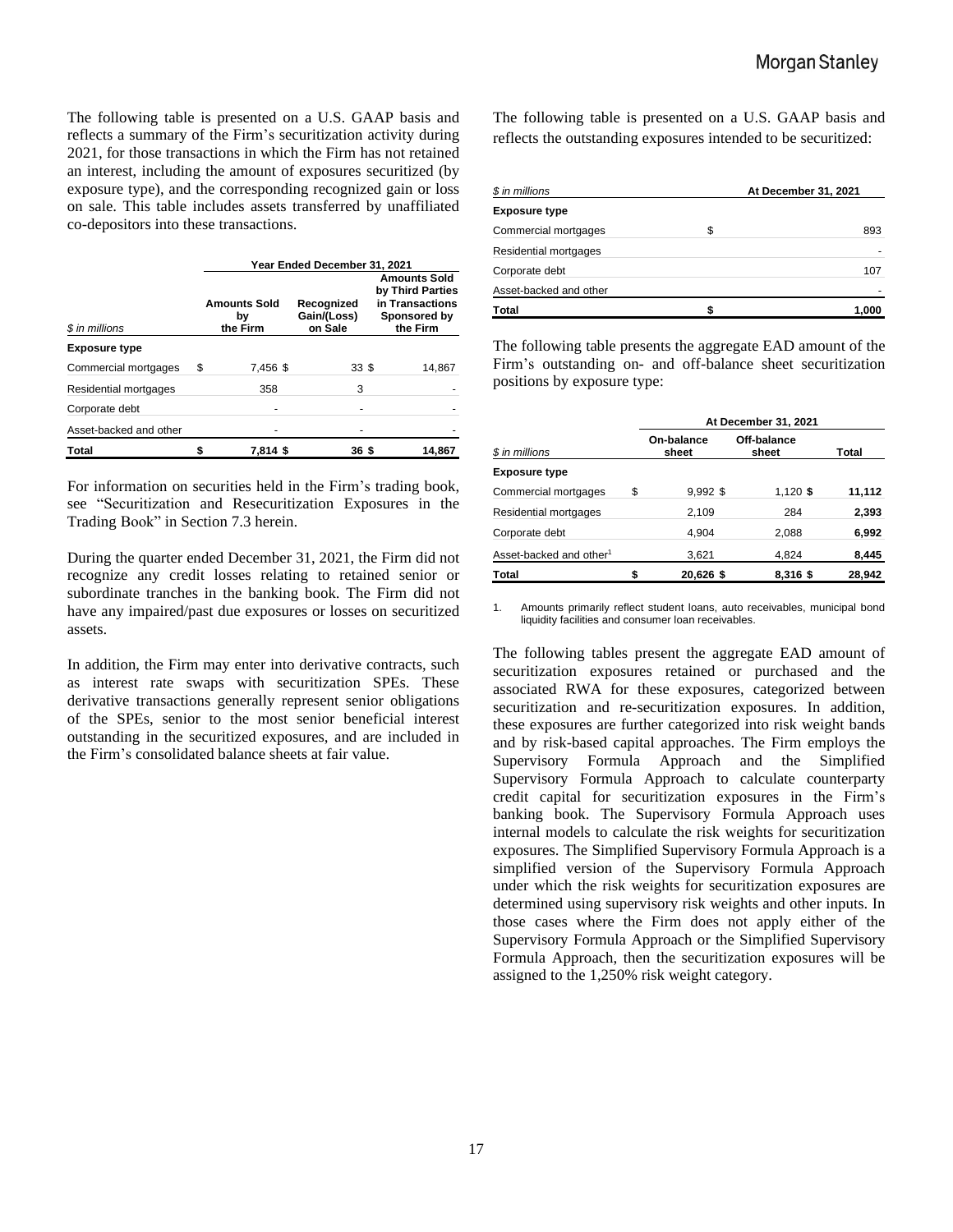The following table is presented on a U.S. GAAP basis and reflects a summary of the Firm's securitization activity during 2021, for those transactions in which the Firm has not retained an interest, including the amount of exposures securitized (by exposure type), and the corresponding recognized gain or loss on sale. This table includes assets transferred by unaffiliated co-depositors into these transactions.

| *$ in millions* | Year Ended December 31, 2021 | | |
|---|---|---|---|
| | Amounts Sold by the Firm | Recognized Gain/(Loss) on Sale | Amounts Sold by Third Parties in Transactions Sponsored by the Firm |
| **Exposure type** | | | |
| Commercial mortgages | $ 7,456 | $ 33 | $ 14,867 |
| Residential mortgages | 358 | 3 | - |
| Corporate debt | - | - | - |
| Asset-backed and other | - | - | - |
| **Total** | **$ 7,814** | **$ 36** | **$ 14,867** |

For information on securities held in the Firm's trading book, see "Securitization and Resecuritization Exposures in the Trading Book" in Section 7.3 herein.

During the quarter ended December 31, 2021, the Firm did not recognize any credit losses relating to retained senior or subordinate tranches in the banking book. The Firm did not have any impaired/past due exposures or losses on securitized assets.

In addition, the Firm may enter into derivative contracts, such as interest rate swaps with securitization SPEs. These derivative transactions generally represent senior obligations of the SPEs, senior to the most senior beneficial interest outstanding in the securitized exposures, and are included in the Firm's consolidated balance sheets at fair value.

The following table is presented on a U.S. GAAP basis and reflects the outstanding exposures intended to be securitized:

| *$ in millions* | At December 31, 2021 |
|---|---|
| **Exposure type** | |
| Commercial mortgages | $ 893 |
| Residential mortgages | - |
| Corporate debt | 107 |
| Asset-backed and other | - |
| **Total** | **$ 1,000** |

The following table presents the aggregate EAD amount of the Firm's outstanding on- and off-balance sheet securitization positions by exposure type:

| *$ in millions* | At December 31, 2021 | | |
|---|---|---|---|
| | On-balance sheet | Off-balance sheet | Total |
| **Exposure type** | | | |
| Commercial mortgages | $ 9,992 | $ 1,120 | **$ 11,112** |
| Residential mortgages | 2,109 | 284 | **2,393** |
| Corporate debt | 4,904 | 2,088 | **6,992** |
| Asset-backed and other[1] | 3,621 | 4,824 | **8,445** |
| **Total** | **$ 20,626** | **$ 8,316** | **$ 28,942** |

1. Amounts primarily reflect student loans, auto receivables, municipal bond liquidity facilities and consumer loan receivables.

The following tables present the aggregate EAD amount of securitization exposures retained or purchased and the associated RWA for these exposures, categorized between securitization and re-securitization exposures. In addition, these exposures are further categorized into risk weight bands and by risk-based capital approaches. The Firm employs the Supervisory Formula Approach and the Simplified Supervisory Formula Approach to calculate counterparty credit capital for securitization exposures in the Firm's banking book. The Supervisory Formula Approach uses internal models to calculate the risk weights for securitization exposures. The Simplified Supervisory Formula Approach is a simplified version of the Supervisory Formula Approach under which the risk weights for securitization exposures are determined using supervisory risk weights and other inputs. In those cases where the Firm does not apply either of the Supervisory Formula Approach or the Simplified Supervisory Formula Approach, then the securitization exposures will be assigned to the 1,250% risk weight category.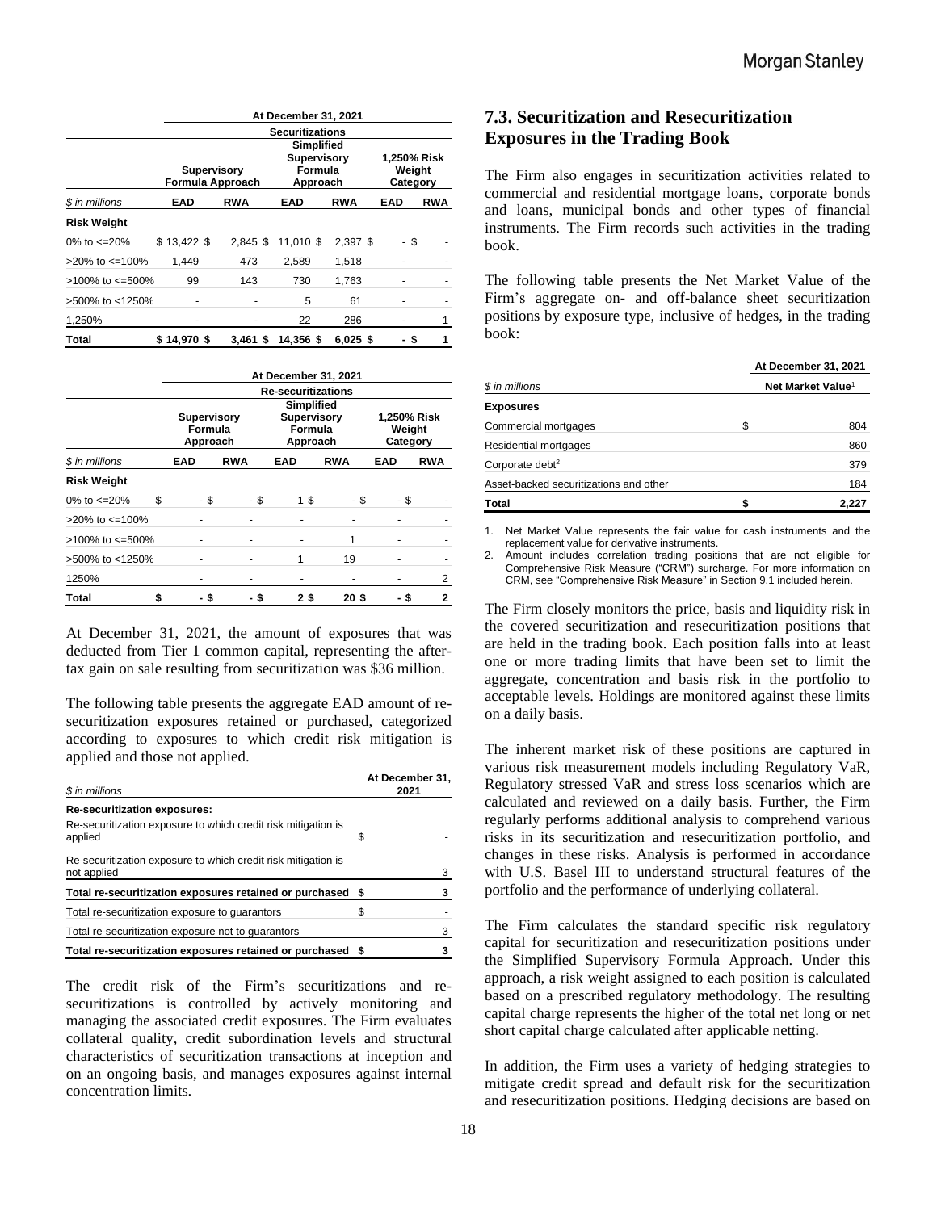| | At December 31, 2021 | | | | | |
|---|---|---|---|---|---|---|
| | Securitizations | | | | | |
| | Supervisory Formula Approach | | Simplified Supervisory Formula Approach | | 1,250% Risk Weight Category | |
| $ in millions | EAD | RWA | EAD | RWA | EAD | RWA |
| **Risk Weight** | | | | | | |
| 0% to <=20% | $ 13,422 | $ 2,845 | $ 11,010 | $ 2,397 | $ - | $ - |
| >20% to <=100% | 1,449 | 473 | 2,589 | 1,518 | - | - |
| >100% to <=500% | 99 | 143 | 730 | 1,763 | - | - |
| >500% to <1250% | - | - | 5 | 61 | - | - |
| 1,250% | - | - | 22 | 286 | - | 1 |
| **Total** | **$ 14,970** | **$ 3,461** | **$ 14,356** | **$ 6,025** | **$ -** | **$ 1** |

| | At December 31, 2021 | | | | | |
|---|---|---|---|---|---|---|
| | Re-securitizations | | | | | |
| | Supervisory Formula Approach | | Simplified Supervisory Formula Approach | | 1,250% Risk Weight Category | |
| $ in millions | EAD | RWA | EAD | RWA | EAD | RWA |
| **Risk Weight** | | | | | | |
| 0% to <=20% | $ - | $ - | $ 1 | $ - | $ - | $ - |
| >20% to <=100% | - | - | - | - | - | - |
| >100% to <=500% | - | - | - | 1 | - | - |
| >500% to <1250% | - | - | 1 | 19 | - | - |
| 1250% | - | - | - | - | - | 2 |
| **Total** | **$ -** | **$ -** | **$ 2** | **$ 20** | **$ -** | **$ 2** |

At December 31, 2021, the amount of exposures that was deducted from Tier 1 common capital, representing the after-tax gain on sale resulting from securitization was $36 million.

The following table presents the aggregate EAD amount of re-securitization exposures retained or purchased, categorized according to exposures to which credit risk mitigation is applied and those not applied.

| $ in millions | At December 31, 2021 |
|---|---|
| **Re-securitization exposures:** | |
| Re-securitization exposure to which credit risk mitigation is applied | $ - |
| Re-securitization exposure to which credit risk mitigation is not applied | 3 |
| **Total re-securitization exposures retained or purchased** | **$ 3** |
| Total re-securitization exposure to guarantors | $ - |
| Total re-securitization exposure not to guarantors | 3 |
| **Total re-securitization exposures retained or purchased** | **$ 3** |

The credit risk of the Firm's securitizations and re-securitizations is controlled by actively monitoring and managing the associated credit exposures. The Firm evaluates collateral quality, credit subordination levels and structural characteristics of securitization transactions at inception and on an ongoing basis, and manages exposures against internal concentration limits.

## 7.3. Securitization and Resecuritization Exposures in the Trading Book

The Firm also engages in securitization activities related to commercial and residential mortgage loans, corporate bonds and loans, municipal bonds and other types of financial instruments. The Firm records such activities in the trading book.

The following table presents the Net Market Value of the Firm's aggregate on- and off-balance sheet securitization positions by exposure type, inclusive of hedges, in the trading book:

| $ in millions | At December 31, 2021 Net Market Value[1] |
|---|---|
| **Exposures** | |
| Commercial mortgages | $ 804 |
| Residential mortgages | 860 |
| Corporate debt[2] | 379 |
| Asset-backed securitizations and other | 184 |
| **Total** | **$ 2,227** |

1. Net Market Value represents the fair value for cash instruments and the replacement value for derivative instruments.
2. Amount includes correlation trading positions that are not eligible for Comprehensive Risk Measure ("CRM") surcharge. For more information on CRM, see "Comprehensive Risk Measure" in Section 9.1 included herein.

The Firm closely monitors the price, basis and liquidity risk in the covered securitization and resecuritization positions that are held in the trading book. Each position falls into at least one or more trading limits that have been set to limit the aggregate, concentration and basis risk in the portfolio to acceptable levels. Holdings are monitored against these limits on a daily basis.

The inherent market risk of these positions are captured in various risk measurement models including Regulatory VaR, Regulatory stressed VaR and stress loss scenarios which are calculated and reviewed on a daily basis. Further, the Firm regularly performs additional analysis to comprehend various risks in its securitization and resecuritization portfolio, and changes in these risks. Analysis is performed in accordance with U.S. Basel III to understand structural features of the portfolio and the performance of underlying collateral.

The Firm calculates the standard specific risk regulatory capital for securitization and resecuritization positions under the Simplified Supervisory Formula Approach. Under this approach, a risk weight assigned to each position is calculated based on a prescribed regulatory methodology. The resulting capital charge represents the higher of the total net long or net short capital charge calculated after applicable netting.

In addition, the Firm uses a variety of hedging strategies to mitigate credit spread and default risk for the securitization and resecuritization positions. Hedging decisions are based on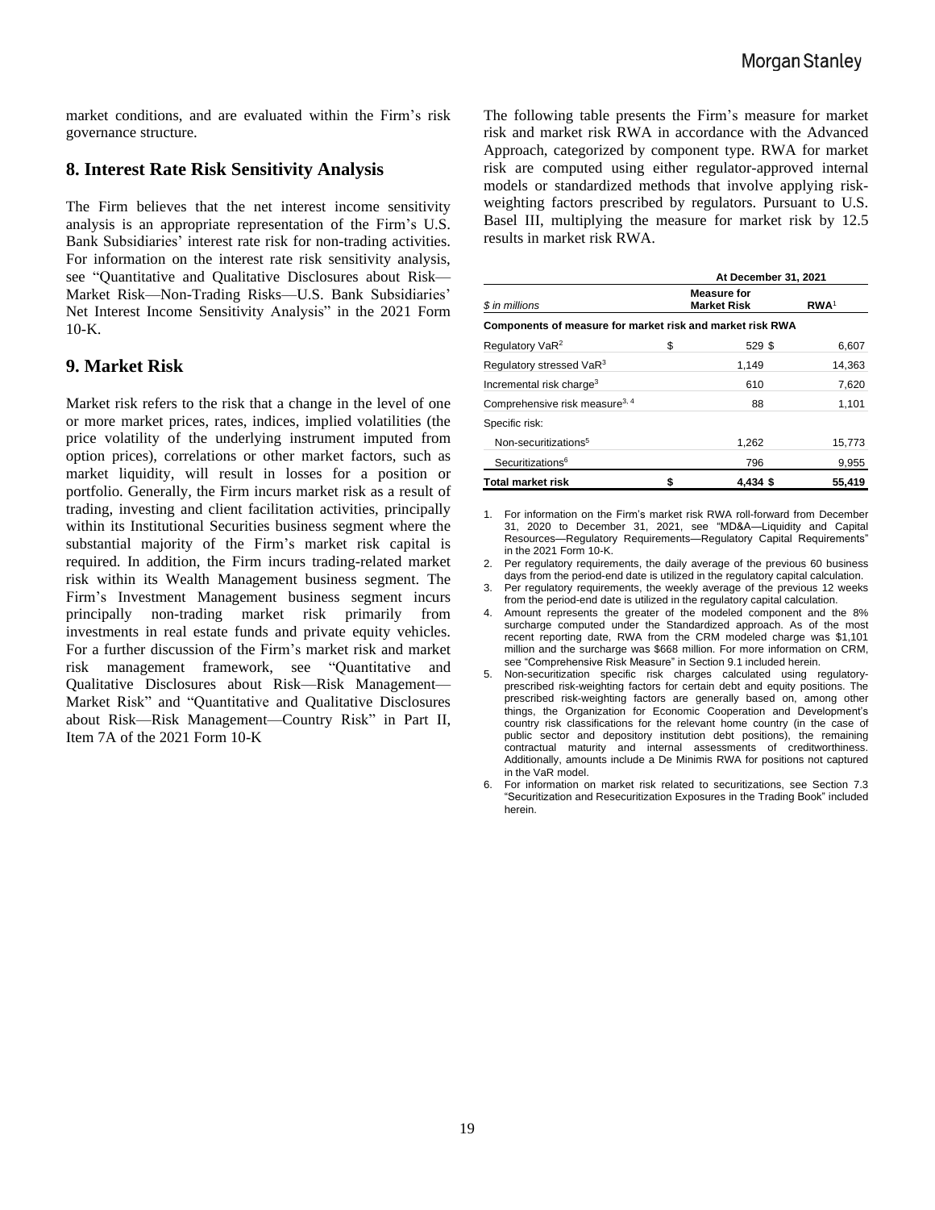market conditions, and are evaluated within the Firm's risk governance structure.

## 8. Interest Rate Risk Sensitivity Analysis

The Firm believes that the net interest income sensitivity analysis is an appropriate representation of the Firm's U.S. Bank Subsidiaries' interest rate risk for non-trading activities. For information on the interest rate risk sensitivity analysis, see "Quantitative and Qualitative Disclosures about Risk—Market Risk—Non-Trading Risks—U.S. Bank Subsidiaries' Net Interest Income Sensitivity Analysis" in the 2021 Form 10-K.

## 9. Market Risk

Market risk refers to the risk that a change in the level of one or more market prices, rates, indices, implied volatilities (the price volatility of the underlying instrument imputed from option prices), correlations or other market factors, such as market liquidity, will result in losses for a position or portfolio. Generally, the Firm incurs market risk as a result of trading, investing and client facilitation activities, principally within its Institutional Securities business segment where the substantial majority of the Firm's market risk capital is required. In addition, the Firm incurs trading-related market risk within its Wealth Management business segment. The Firm's Investment Management business segment incurs principally non-trading market risk primarily from investments in real estate funds and private equity vehicles. For a further discussion of the Firm's market risk and market risk management framework, see "Quantitative and Qualitative Disclosures about Risk—Risk Management—Market Risk" and "Quantitative and Qualitative Disclosures about Risk—Risk Management—Country Risk" in Part II, Item 7A of the 2021 Form 10-K

The following table presents the Firm's measure for market risk and market risk RWA in accordance with the Advanced Approach, categorized by component type. RWA for market risk are computed using either regulator-approved internal models or standardized methods that involve applying risk-weighting factors prescribed by regulators. Pursuant to U.S. Basel III, multiplying the measure for market risk by 12.5 results in market risk RWA.

| | At December 31, 2021 | |
|---|---|---|
| *$ in millions* | **Measure for Market Risk** | **RWA**[1] |
| **Components of measure for market risk and market risk RWA** | | |
| Regulatory VaR[2] | $ 529 | $ 6,607 |
| Regulatory stressed VaR[3] | 1,149 | 14,363 |
| Incremental risk charge[3] | 610 | 7,620 |
| Comprehensive risk measure[3, 4] | 88 | 1,101 |
| Specific risk: | | |
| Non-securitizations[5] | 1,262 | 15,773 |
| Securitizations[6] | 796 | 9,955 |
| **Total market risk** | **$ 4,434** | **$ 55,419** |

1. For information on the Firm's market risk RWA roll-forward from December 31, 2020 to December 31, 2021, see "MD&A—Liquidity and Capital Resources—Regulatory Requirements—Regulatory Capital Requirements" in the 2021 Form 10-K.
2. Per regulatory requirements, the daily average of the previous 60 business days from the period-end date is utilized in the regulatory capital calculation.
3. Per regulatory requirements, the weekly average of the previous 12 weeks from the period-end date is utilized in the regulatory capital calculation.
4. Amount represents the greater of the modeled component and the 8% surcharge computed under the Standardized approach. As of the most recent reporting date, RWA from the CRM modeled charge was $1,101 million and the surcharge was $668 million. For more information on CRM, see "Comprehensive Risk Measure" in Section 9.1 included herein.
5. Non-securitization specific risk charges calculated using regulatory-prescribed risk-weighting factors for certain debt and equity positions. The prescribed risk-weighting factors are generally based on, among other things, the Organization for Economic Cooperation and Development's country risk classifications for the relevant home country (in the case of public sector and depository institution debt positions), the remaining contractual maturity and internal assessments of creditworthiness. Additionally, amounts include a De Minimis RWA for positions not captured in the VaR model.
6. For information on market risk related to securitizations, see Section 7.3 "Securitization and Resecuritization Exposures in the Trading Book" included herein.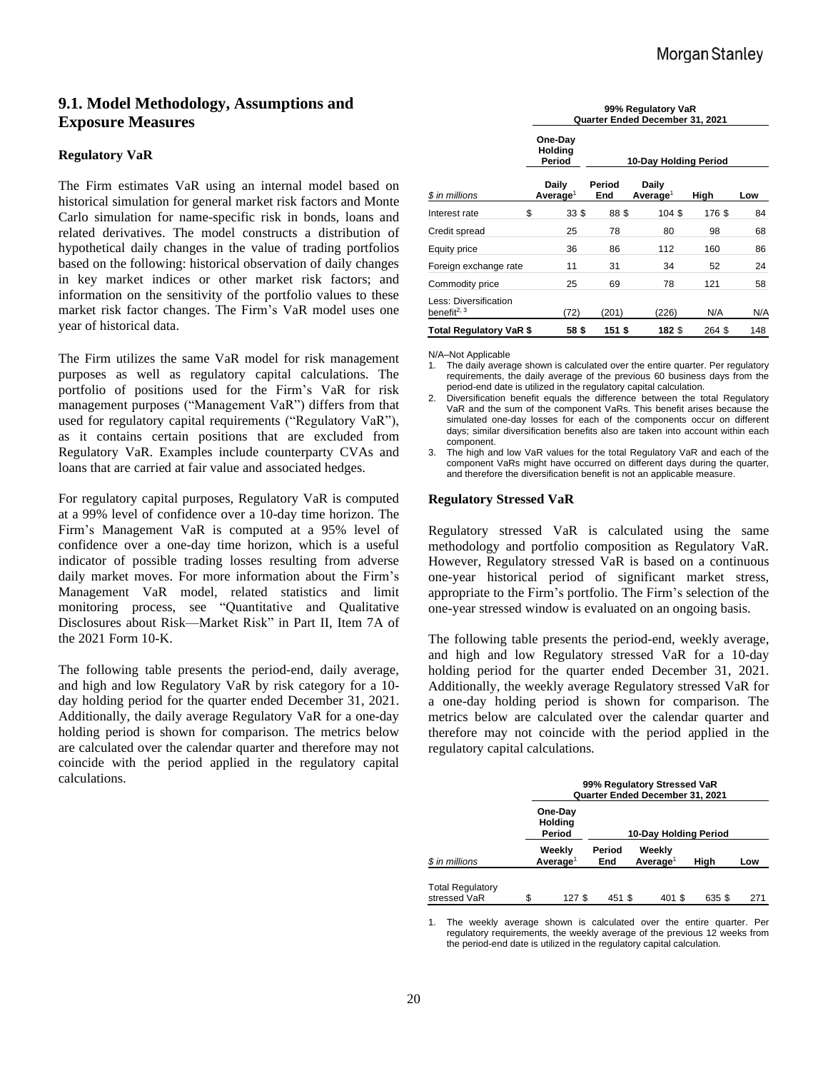## 9.1. Model Methodology, Assumptions and Exposure Measures

### Regulatory VaR

The Firm estimates VaR using an internal model based on historical simulation for general market risk factors and Monte Carlo simulation for name-specific risk in bonds, loans and related derivatives. The model constructs a distribution of hypothetical daily changes in the value of trading portfolios based on the following: historical observation of daily changes in key market indices or other market risk factors; and information on the sensitivity of the portfolio values to these market risk factor changes. The Firm's VaR model uses one year of historical data.

The Firm utilizes the same VaR model for risk management purposes as well as regulatory capital calculations. The portfolio of positions used for the Firm's VaR for risk management purposes ("Management VaR") differs from that used for regulatory capital requirements ("Regulatory VaR"), as it contains certain positions that are excluded from Regulatory VaR. Examples include counterparty CVAs and loans that are carried at fair value and associated hedges.

For regulatory capital purposes, Regulatory VaR is computed at a 99% level of confidence over a 10-day time horizon. The Firm's Management VaR is computed at a 95% level of confidence over a one-day time horizon, which is a useful indicator of possible trading losses resulting from adverse daily market moves. For more information about the Firm's Management VaR model, related statistics and limit monitoring process, see "Quantitative and Qualitative Disclosures about Risk—Market Risk" in Part II, Item 7A of the 2021 Form 10-K.

The following table presents the period-end, daily average, and high and low Regulatory VaR by risk category for a 10-day holding period for the quarter ended December 31, 2021. Additionally, the daily average Regulatory VaR for a one-day holding period is shown for comparison. The metrics below are calculated over the calendar quarter and therefore may not coincide with the period applied in the regulatory capital calculations.

| | 99% Regulatory VaR Quarter Ended December 31, 2021 | | | | |
|---|---|---|---|---|---|
| | One-Day Holding Period | 10-Day Holding Period | | | |
| *$ in millions* | Daily Average[1] | Period End | Daily Average[1] | High | Low |
| Interest rate | $ 33 | $ 88 | $ 104 | $ 176 | $ 84 |
| Credit spread | 25 | 78 | 80 | 98 | 68 |
| Equity price | 36 | 86 | 112 | 160 | 86 |
| Foreign exchange rate | 11 | 31 | 34 | 52 | 24 |
| Commodity price | 25 | 69 | 78 | 121 | 58 |
| Less: Diversification benefit[2, 3] | (72) | (201) | (226) | N/A | N/A |
| **Total Regulatory VaR** | **$ 58** | **$ 151** | **$ 182** | $ 264 | $ 148 |

N/A–Not Applicable

1. The daily average shown is calculated over the entire quarter. Per regulatory requirements, the daily average of the previous 60 business days from the period-end date is utilized in the regulatory capital calculation.
2. Diversification benefit equals the difference between the total Regulatory VaR and the sum of the component VaRs. This benefit arises because the simulated one-day losses for each of the components occur on different days; similar diversification benefits also are taken into account within each component.
3. The high and low VaR values for the total Regulatory VaR and each of the component VaRs might have occurred on different days during the quarter, and therefore the diversification benefit is not an applicable measure.

### Regulatory Stressed VaR

Regulatory stressed VaR is calculated using the same methodology and portfolio composition as Regulatory VaR. However, Regulatory stressed VaR is based on a continuous one-year historical period of significant market stress, appropriate to the Firm's portfolio. The Firm's selection of the one-year stressed window is evaluated on an ongoing basis.

The following table presents the period-end, weekly average, and high and low Regulatory stressed VaR for a 10-day holding period for the quarter ended December 31, 2021. Additionally, the weekly average Regulatory stressed VaR for a one-day holding period is shown for comparison. The metrics below are calculated over the calendar quarter and therefore may not coincide with the period applied in the regulatory capital calculations.

| | 99% Regulatory Stressed VaR Quarter Ended December 31, 2021 | | | | |
|---|---|---|---|---|---|
| | One-Day Holding Period | 10-Day Holding Period | | | |
| *$ in millions* | Weekly Average[1] | Period End | Weekly Average[1] | High | Low |
| Total Regulatory stressed VaR | $ 127 | $ 451 | $ 401 | $ 635 | $ 271 |

1. The weekly average shown is calculated over the entire quarter. Per regulatory requirements, the weekly average of the previous 12 weeks from the period-end date is utilized in the regulatory capital calculation.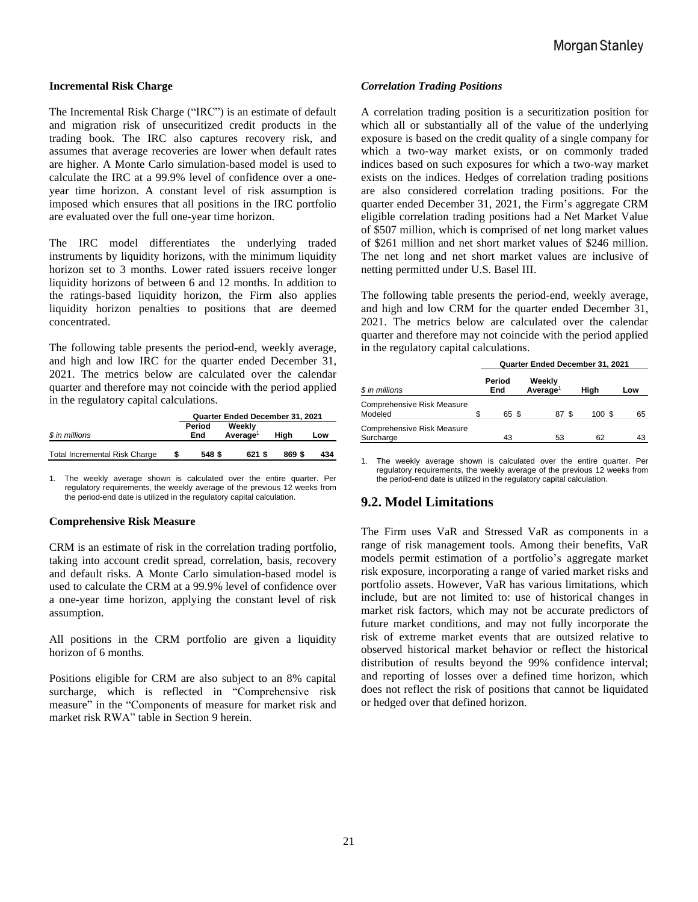### Incremental Risk Charge

The Incremental Risk Charge ("IRC") is an estimate of default and migration risk of unsecuritized credit products in the trading book. The IRC also captures recovery risk, and assumes that average recoveries are lower when default rates are higher. A Monte Carlo simulation-based model is used to calculate the IRC at a 99.9% level of confidence over a one-year time horizon. A constant level of risk assumption is imposed which ensures that all positions in the IRC portfolio are evaluated over the full one-year time horizon.

The IRC model differentiates the underlying traded instruments by liquidity horizons, with the minimum liquidity horizon set to 3 months. Lower rated issuers receive longer liquidity horizons of between 6 and 12 months. In addition to the ratings-based liquidity horizon, the Firm also applies liquidity horizon penalties to positions that are deemed concentrated.

The following table presents the period-end, weekly average, and high and low IRC for the quarter ended December 31, 2021. The metrics below are calculated over the calendar quarter and therefore may not coincide with the period applied in the regulatory capital calculations.

| | Quarter Ended December 31, 2021 | | | |
|---|---|---|---|---|
| *$ in millions* | Period End | Weekly Average[1] | High | Low |
| Total Incremental Risk Charge | $ 548 | $ 621 | $ 869 | $ 434 |

1. The weekly average shown is calculated over the entire quarter. Per regulatory requirements, the weekly average of the previous 12 weeks from the period-end date is utilized in the regulatory capital calculation.

### Comprehensive Risk Measure

CRM is an estimate of risk in the correlation trading portfolio, taking into account credit spread, correlation, basis, recovery and default risks. A Monte Carlo simulation-based model is used to calculate the CRM at a 99.9% level of confidence over a one-year time horizon, applying the constant level of risk assumption.

All positions in the CRM portfolio are given a liquidity horizon of 6 months.

Positions eligible for CRM are also subject to an 8% capital surcharge, which is reflected in "Comprehensive risk measure" in the "Components of measure for market risk and market risk RWA" table in Section 9 herein.

### *Correlation Trading Positions*

A correlation trading position is a securitization position for which all or substantially all of the value of the underlying exposure is based on the credit quality of a single company for which a two-way market exists, or on commonly traded indices based on such exposures for which a two-way market exists on the indices. Hedges of correlation trading positions are also considered correlation trading positions. For the quarter ended December 31, 2021, the Firm's aggregate CRM eligible correlation trading positions had a Net Market Value of $507 million, which is comprised of net long market values of $261 million and net short market values of $246 million. The net long and net short market values are inclusive of netting permitted under U.S. Basel III.

The following table presents the period-end, weekly average, and high and low CRM for the quarter ended December 31, 2021. The metrics below are calculated over the calendar quarter and therefore may not coincide with the period applied in the regulatory capital calculations.

| | Quarter Ended December 31, 2021 | | | |
|---|---|---|---|---|
| *$ in millions* | Period End | Weekly Average[1] | High | Low |
| Comprehensive Risk Measure Modeled | $ 65 | $ 87 | $ 100 | $ 65 |
| Comprehensive Risk Measure Surcharge | 43 | 53 | 62 | 43 |

1. The weekly average shown is calculated over the entire quarter. Per regulatory requirements, the weekly average of the previous 12 weeks from the period-end date is utilized in the regulatory capital calculation.

## 9.2. Model Limitations

The Firm uses VaR and Stressed VaR as components in a range of risk management tools. Among their benefits, VaR models permit estimation of a portfolio's aggregate market risk exposure, incorporating a range of varied market risks and portfolio assets. However, VaR has various limitations, which include, but are not limited to: use of historical changes in market risk factors, which may not be accurate predictors of future market conditions, and may not fully incorporate the risk of extreme market events that are outsized relative to observed historical market behavior or reflect the historical distribution of results beyond the 99% confidence interval; and reporting of losses over a defined time horizon, which does not reflect the risk of positions that cannot be liquidated or hedged over that defined horizon.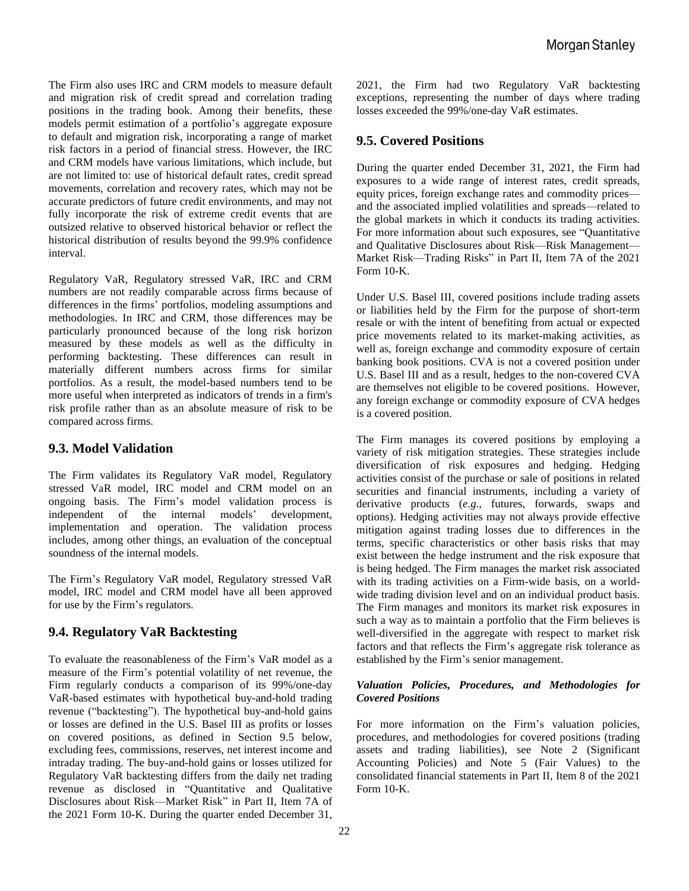The Firm also uses IRC and CRM models to measure default and migration risk of credit spread and correlation trading positions in the trading book. Among their benefits, these models permit estimation of a portfolio's aggregate exposure to default and migration risk, incorporating a range of market risk factors in a period of financial stress. However, the IRC and CRM models have various limitations, which include, but are not limited to: use of historical default rates, credit spread movements, correlation and recovery rates, which may not be accurate predictors of future credit environments, and may not fully incorporate the risk of extreme credit events that are outsized relative to observed historical behavior or reflect the historical distribution of results beyond the 99.9% confidence interval.

Regulatory VaR, Regulatory stressed VaR, IRC and CRM numbers are not readily comparable across firms because of differences in the firms' portfolios, modeling assumptions and methodologies. In IRC and CRM, those differences may be particularly pronounced because of the long risk horizon measured by these models as well as the difficulty in performing backtesting. These differences can result in materially different numbers across firms for similar portfolios. As a result, the model-based numbers tend to be more useful when interpreted as indicators of trends in a firm's risk profile rather than as an absolute measure of risk to be compared across firms.

## 9.3. Model Validation

The Firm validates its Regulatory VaR model, Regulatory stressed VaR model, IRC model and CRM model on an ongoing basis. The Firm's model validation process is independent of the internal models' development, implementation and operation. The validation process includes, among other things, an evaluation of the conceptual soundness of the internal models.

The Firm's Regulatory VaR model, Regulatory stressed VaR model, IRC model and CRM model have all been approved for use by the Firm's regulators.

## 9.4. Regulatory VaR Backtesting

To evaluate the reasonableness of the Firm's VaR model as a measure of the Firm's potential volatility of net revenue, the Firm regularly conducts a comparison of its 99%/one-day VaR-based estimates with hypothetical buy-and-hold trading revenue ("backtesting"). The hypothetical buy-and-hold gains or losses are defined in the U.S. Basel III as profits or losses on covered positions, as defined in Section 9.5 below, excluding fees, commissions, reserves, net interest income and intraday trading. The buy-and-hold gains or losses utilized for Regulatory VaR backtesting differs from the daily net trading revenue as disclosed in "Quantitative and Qualitative Disclosures about Risk—Market Risk" in Part II, Item 7A of the 2021 Form 10-K. During the quarter ended December 31, 2021, the Firm had two Regulatory VaR backtesting exceptions, representing the number of days where trading losses exceeded the 99%/one-day VaR estimates.

## 9.5. Covered Positions

During the quarter ended December 31, 2021, the Firm had exposures to a wide range of interest rates, credit spreads, equity prices, foreign exchange rates and commodity prices—and the associated implied volatilities and spreads—related to the global markets in which it conducts its trading activities. For more information about such exposures, see "Quantitative and Qualitative Disclosures about Risk—Risk Management—Market Risk—Trading Risks" in Part II, Item 7A of the 2021 Form 10-K.

Under U.S. Basel III, covered positions include trading assets or liabilities held by the Firm for the purpose of short-term resale or with the intent of benefiting from actual or expected price movements related to its market-making activities, as well as, foreign exchange and commodity exposure of certain banking book positions. CVA is not a covered position under U.S. Basel III and as a result, hedges to the non-covered CVA are themselves not eligible to be covered positions. However, any foreign exchange or commodity exposure of CVA hedges is a covered position.

The Firm manages its covered positions by employing a variety of risk mitigation strategies. These strategies include diversification of risk exposures and hedging. Hedging activities consist of the purchase or sale of positions in related securities and financial instruments, including a variety of derivative products (*e.g.*, futures, forwards, swaps and options). Hedging activities may not always provide effective mitigation against trading losses due to differences in the terms, specific characteristics or other basis risks that may exist between the hedge instrument and the risk exposure that is being hedged. The Firm manages the market risk associated with its trading activities on a Firm-wide basis, on a world-wide trading division level and on an individual product basis. The Firm manages and monitors its market risk exposures in such a way as to maintain a portfolio that the Firm believes is well-diversified in the aggregate with respect to market risk factors and that reflects the Firm's aggregate risk tolerance as established by the Firm's senior management.

***Valuation Policies, Procedures, and Methodologies for Covered Positions***

For more information on the Firm's valuation policies, procedures, and methodologies for covered positions (trading assets and trading liabilities), see Note 2 (Significant Accounting Policies) and Note 5 (Fair Values) to the consolidated financial statements in Part II, Item 8 of the 2021 Form 10-K.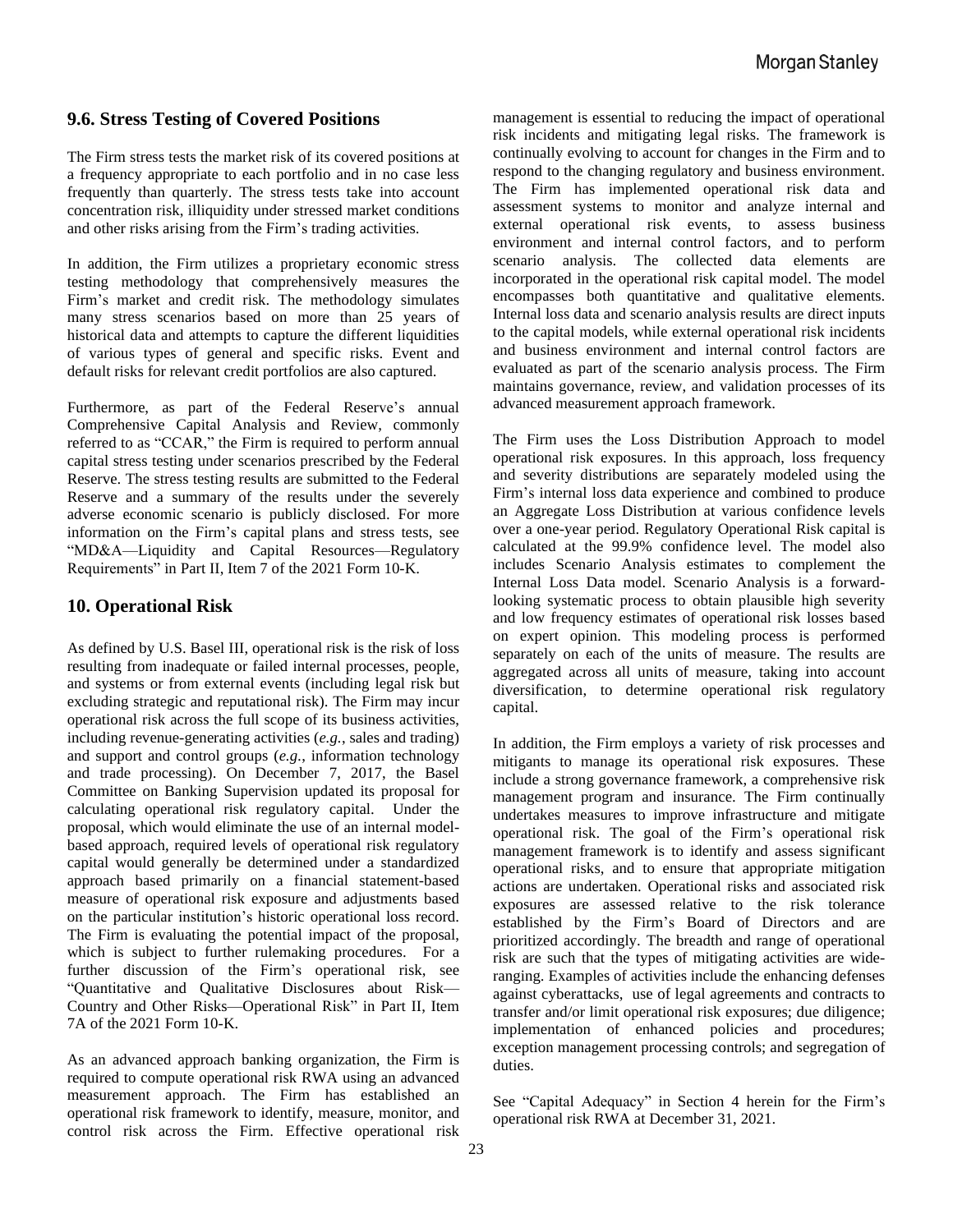## 9.6. Stress Testing of Covered Positions

The Firm stress tests the market risk of its covered positions at a frequency appropriate to each portfolio and in no case less frequently than quarterly. The stress tests take into account concentration risk, illiquidity under stressed market conditions and other risks arising from the Firm's trading activities.

In addition, the Firm utilizes a proprietary economic stress testing methodology that comprehensively measures the Firm's market and credit risk. The methodology simulates many stress scenarios based on more than 25 years of historical data and attempts to capture the different liquidities of various types of general and specific risks. Event and default risks for relevant credit portfolios are also captured.

Furthermore, as part of the Federal Reserve's annual Comprehensive Capital Analysis and Review, commonly referred to as "CCAR," the Firm is required to perform annual capital stress testing under scenarios prescribed by the Federal Reserve. The stress testing results are submitted to the Federal Reserve and a summary of the results under the severely adverse economic scenario is publicly disclosed. For more information on the Firm's capital plans and stress tests, see "MD&A—Liquidity and Capital Resources—Regulatory Requirements" in Part II, Item 7 of the 2021 Form 10-K.

## 10. Operational Risk

As defined by U.S. Basel III, operational risk is the risk of loss resulting from inadequate or failed internal processes, people, and systems or from external events (including legal risk but excluding strategic and reputational risk). The Firm may incur operational risk across the full scope of its business activities, including revenue-generating activities (*e.g.*, sales and trading) and support and control groups (*e.g.*, information technology and trade processing). On December 7, 2017, the Basel Committee on Banking Supervision updated its proposal for calculating operational risk regulatory capital. Under the proposal, which would eliminate the use of an internal model-based approach, required levels of operational risk regulatory capital would generally be determined under a standardized approach based primarily on a financial statement-based measure of operational risk exposure and adjustments based on the particular institution's historic operational loss record. The Firm is evaluating the potential impact of the proposal, which is subject to further rulemaking procedures. For a further discussion of the Firm's operational risk, see "Quantitative and Qualitative Disclosures about Risk—Country and Other Risks—Operational Risk" in Part II, Item 7A of the 2021 Form 10-K.

As an advanced approach banking organization, the Firm is required to compute operational risk RWA using an advanced measurement approach. The Firm has established an operational risk framework to identify, measure, monitor, and control risk across the Firm. Effective operational risk management is essential to reducing the impact of operational risk incidents and mitigating legal risks. The framework is continually evolving to account for changes in the Firm and to respond to the changing regulatory and business environment. The Firm has implemented operational risk data and assessment systems to monitor and analyze internal and external operational risk events, to assess business environment and internal control factors, and to perform scenario analysis. The collected data elements are incorporated in the operational risk capital model. The model encompasses both quantitative and qualitative elements. Internal loss data and scenario analysis results are direct inputs to the capital models, while external operational risk incidents and business environment and internal control factors are evaluated as part of the scenario analysis process. The Firm maintains governance, review, and validation processes of its advanced measurement approach framework.

The Firm uses the Loss Distribution Approach to model operational risk exposures. In this approach, loss frequency and severity distributions are separately modeled using the Firm's internal loss data experience and combined to produce an Aggregate Loss Distribution at various confidence levels over a one-year period. Regulatory Operational Risk capital is calculated at the 99.9% confidence level. The model also includes Scenario Analysis estimates to complement the Internal Loss Data model. Scenario Analysis is a forward-looking systematic process to obtain plausible high severity and low frequency estimates of operational risk losses based on expert opinion. This modeling process is performed separately on each of the units of measure. The results are aggregated across all units of measure, taking into account diversification, to determine operational risk regulatory capital.

In addition, the Firm employs a variety of risk processes and mitigants to manage its operational risk exposures. These include a strong governance framework, a comprehensive risk management program and insurance. The Firm continually undertakes measures to improve infrastructure and mitigate operational risk. The goal of the Firm's operational risk management framework is to identify and assess significant operational risks, and to ensure that appropriate mitigation actions are undertaken. Operational risks and associated risk exposures are assessed relative to the risk tolerance established by the Firm's Board of Directors and are prioritized accordingly. The breadth and range of operational risk are such that the types of mitigating activities are wide-ranging. Examples of activities include the enhancing defenses against cyberattacks, use of legal agreements and contracts to transfer and/or limit operational risk exposures; due diligence; implementation of enhanced policies and procedures; exception management processing controls; and segregation of duties.

See "Capital Adequacy" in Section 4 herein for the Firm's operational risk RWA at December 31, 2021.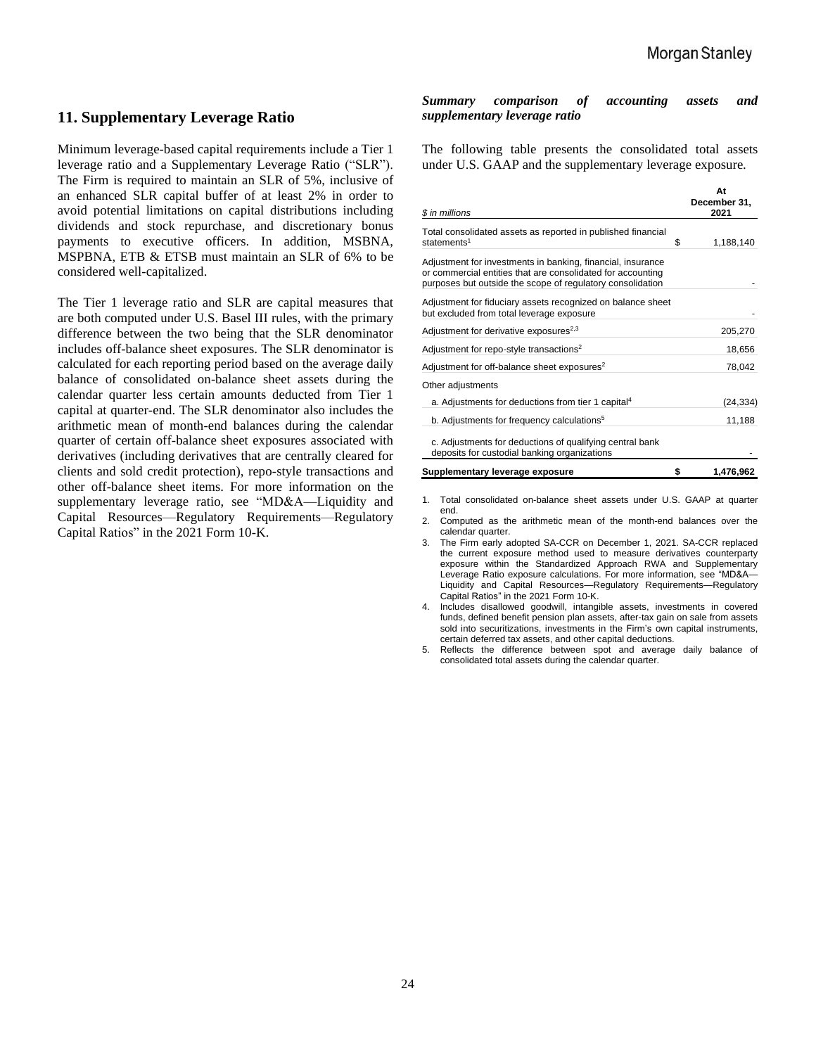## 11. Supplementary Leverage Ratio

Minimum leverage-based capital requirements include a Tier 1 leverage ratio and a Supplementary Leverage Ratio ("SLR"). The Firm is required to maintain an SLR of 5%, inclusive of an enhanced SLR capital buffer of at least 2% in order to avoid potential limitations on capital distributions including dividends and stock repurchase, and discretionary bonus payments to executive officers. In addition, MSBNA, MSPBNA, ETB & ETSB must maintain an SLR of 6% to be considered well-capitalized.

The Tier 1 leverage ratio and SLR are capital measures that are both computed under U.S. Basel III rules, with the primary difference between the two being that the SLR denominator includes off-balance sheet exposures. The SLR denominator is calculated for each reporting period based on the average daily balance of consolidated on-balance sheet assets during the calendar quarter less certain amounts deducted from Tier 1 capital at quarter-end. The SLR denominator also includes the arithmetic mean of month-end balances during the calendar quarter of certain off-balance sheet exposures associated with derivatives (including derivatives that are centrally cleared for clients and sold credit protection), repo-style transactions and other off-balance sheet items. For more information on the supplementary leverage ratio, see "MD&A—Liquidity and Capital Resources—Regulatory Requirements—Regulatory Capital Ratios" in the 2021 Form 10-K.

***Summary comparison of accounting assets and supplementary leverage ratio***

The following table presents the consolidated total assets under U.S. GAAP and the supplementary leverage exposure.

| *$ in millions* | At December 31, 2021 |
|---|---|
| Total consolidated assets as reported in published financial statements[1] | $ 1,188,140 |
| Adjustment for investments in banking, financial, insurance or commercial entities that are consolidated for accounting purposes but outside the scope of regulatory consolidation | - |
| Adjustment for fiduciary assets recognized on balance sheet but excluded from total leverage exposure | - |
| Adjustment for derivative exposures[2,3] | 205,270 |
| Adjustment for repo-style transactions[2] | 18,656 |
| Adjustment for off-balance sheet exposures[2] | 78,042 |
| Other adjustments | |
| a. Adjustments for deductions from tier 1 capital[4] | (24,334) |
| b. Adjustments for frequency calculations[5] | 11,188 |
| c. Adjustments for deductions of qualifying central bank deposits for custodial banking organizations | - |
| **Supplementary leverage exposure** | **$ 1,476,962** |

1. Total consolidated on-balance sheet assets under U.S. GAAP at quarter end.
2. Computed as the arithmetic mean of the month-end balances over the calendar quarter.
3. The Firm early adopted SA-CCR on December 1, 2021. SA-CCR replaced the current exposure method used to measure derivatives counterparty exposure within the Standardized Approach RWA and Supplementary Leverage Ratio exposure calculations. For more information, see "MD&A—Liquidity and Capital Resources—Regulatory Requirements—Regulatory Capital Ratios" in the 2021 Form 10-K.
4. Includes disallowed goodwill, intangible assets, investments in covered funds, defined benefit pension plan assets, after-tax gain on sale from assets sold into securitizations, investments in the Firm's own capital instruments, certain deferred tax assets, and other capital deductions.
5. Reflects the difference between spot and average daily balance of consolidated total assets during the calendar quarter.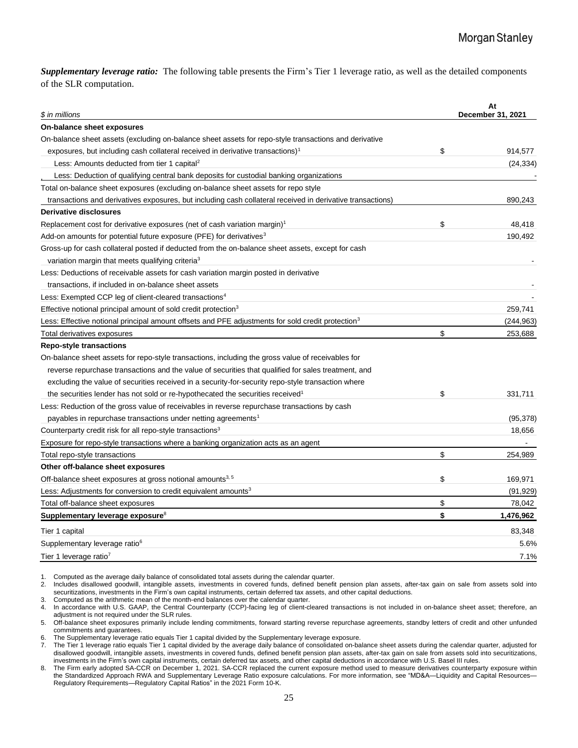***Supplementary leverage ratio:*** The following table presents the Firm's Tier 1 leverage ratio, as well as the detailed components of the SLR computation.

| *$ in millions* | | At December 31, 2021 |
|---|---|---|
| **On-balance sheet exposures** | | |
| On-balance sheet assets (excluding on-balance sheet assets for repo-style transactions and derivative exposures, but including cash collateral received in derivative transactions)[1] | $ | 914,577 |
| Less: Amounts deducted from tier 1 capital[2] | | (24,334) |
| Less: Deduction of qualifying central bank deposits for custodial banking organizations | | - |
| Total on-balance sheet exposures (excluding on-balance sheet assets for repo style transactions and derivatives exposures, but including cash collateral received in derivative transactions) | | 890,243 |
| **Derivative disclosures** | | |
| Replacement cost for derivative exposures (net of cash variation margin)[1] | $ | 48,418 |
| Add-on amounts for potential future exposure (PFE) for derivatives[3] | | 190,492 |
| Gross-up for cash collateral posted if deducted from the on-balance sheet assets, except for cash variation margin that meets qualifying criteria[3] | | - |
| Less: Deductions of receivable assets for cash variation margin posted in derivative transactions, if included in on-balance sheet assets | | - |
| Less: Exempted CCP leg of client-cleared transactions[4] | | - |
| Effective notional principal amount of sold credit protection[3] | | 259,741 |
| Less: Effective notional principal amount offsets and PFE adjustments for sold credit protection[3] | | (244,963) |
| Total derivatives exposures | $ | 253,688 |
| **Repo-style transactions** | | |
| On-balance sheet assets for repo-style transactions, including the gross value of receivables for reverse repurchase transactions and the value of securities that qualified for sales treatment, and excluding the value of securities received in a security-for-security repo-style transaction where the securities lender has not sold or re-hypothecated the securities received[1] | $ | 331,711 |
| Less: Reduction of the gross value of receivables in reverse repurchase transactions by cash payables in repurchase transactions under netting agreements[1] | | (95,378) |
| Counterparty credit risk for all repo-style transactions[3] | | 18,656 |
| Exposure for repo-style transactions where a banking organization acts as an agent | | - |
| Total repo-style transactions | $ | 254,989 |
| **Other off-balance sheet exposures** | | |
| Off-balance sheet exposures at gross notional amounts[3, 5] | $ | 169,971 |
| Less: Adjustments for conversion to credit equivalent amounts[3] | | (91,929) |
| Total off-balance sheet exposures | $ | 78,042 |
| **Supplementary leverage exposure**[8] | **$** | **1,476,962** |
| Tier 1 capital | | 83,348 |
| Supplementary leverage ratio[6] | | 5.6% |
| Tier 1 leverage ratio[7] | | 7.1% |

1. Computed as the average daily balance of consolidated total assets during the calendar quarter.
2. Includes disallowed goodwill, intangible assets, investments in covered funds, defined benefit pension plan assets, after-tax gain on sale from assets sold into securitizations, investments in the Firm's own capital instruments, certain deferred tax assets, and other capital deductions.
3. Computed as the arithmetic mean of the month-end balances over the calendar quarter.
4. In accordance with U.S. GAAP, the Central Counterparty (CCP)-facing leg of client-cleared transactions is not included in on-balance sheet asset; therefore, an adjustment is not required under the SLR rules.
5. Off-balance sheet exposures primarily include lending commitments, forward starting reverse repurchase agreements, standby letters of credit and other unfunded commitments and guarantees.
6. The Supplementary leverage ratio equals Tier 1 capital divided by the Supplementary leverage exposure.
7. The Tier 1 leverage ratio equals Tier 1 capital divided by the average daily balance of consolidated on-balance sheet assets during the calendar quarter, adjusted for disallowed goodwill, intangible assets, investments in covered funds, defined benefit pension plan assets, after-tax gain on sale from assets sold into securitizations, investments in the Firm's own capital instruments, certain deferred tax assets, and other capital deductions in accordance with U.S. Basel III rules.
8. The Firm early adopted SA-CCR on December 1, 2021. SA-CCR replaced the current exposure method used to measure derivatives counterparty exposure within the Standardized Approach RWA and Supplementary Leverage Ratio exposure calculations. For more information, see "MD&A—Liquidity and Capital Resources—Regulatory Requirements—Regulatory Capital Ratios" in the 2021 Form 10-K.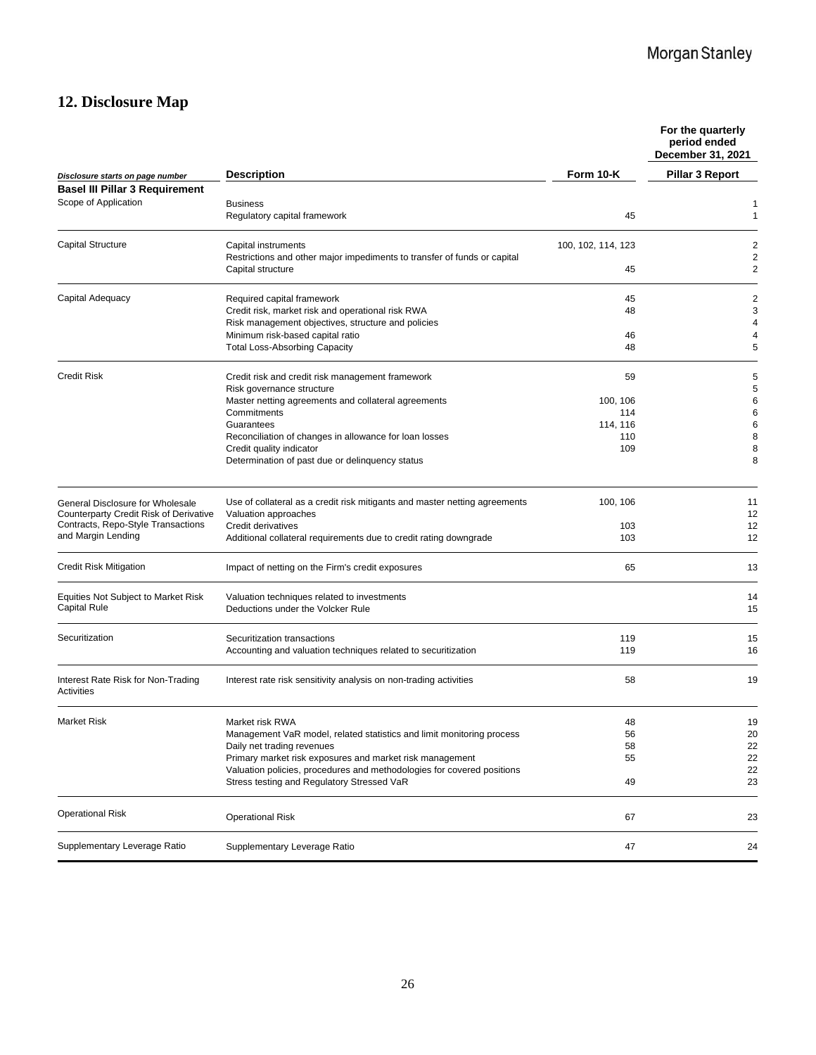## 12. Disclosure Map

| Disclosure starts on page number | Description | Form 10-K | For the quarterly period ended December 31, 2021<br>Pillar 3 Report |
|---|---|---|---|
| **Basel III Pillar 3 Requirement** | | | |
| Scope of Application | Business | | 1 |
| | Regulatory capital framework | 45 | 1 |
| Capital Structure | Capital instruments | 100, 102, 114, 123 | 2 |
| | Restrictions and other major impediments to transfer of funds or capital | | 2 |
| | Capital structure | 45 | 2 |
| Capital Adequacy | Required capital framework | 45 | 2 |
| | Credit risk, market risk and operational risk RWA | 48 | 3 |
| | Risk management objectives, structure and policies | | 4 |
| | Minimum risk-based capital ratio | 46 | 4 |
| | Total Loss-Absorbing Capacity | 48 | 5 |
| Credit Risk | Credit risk and credit risk management framework | 59 | 5 |
| | Risk governance structure | | 5 |
| | Master netting agreements and collateral agreements | 100, 106 | 6 |
| | Commitments | 114 | 6 |
| | Guarantees | 114, 116 | 6 |
| | Reconciliation of changes in allowance for loan losses | 110 | 8 |
| | Credit quality indicator | 109 | 8 |
| | Determination of past due or delinquency status | | 8 |
| General Disclosure for Wholesale Counterparty Credit Risk of Derivative Contracts, Repo-Style Transactions and Margin Lending | Use of collateral as a credit risk mitigants and master netting agreements | 100, 106 | 11 |
| | Valuation approaches | | 12 |
| | Credit derivatives | 103 | 12 |
| | Additional collateral requirements due to credit rating downgrade | 103 | 12 |
| Credit Risk Mitigation | Impact of netting on the Firm's credit exposures | 65 | 13 |
| Equities Not Subject to Market Risk Capital Rule | Valuation techniques related to investments | | 14 |
| | Deductions under the Volcker Rule | | 15 |
| Securitization | Securitization transactions | 119 | 15 |
| | Accounting and valuation techniques related to securitization | 119 | 16 |
| Interest Rate Risk for Non-Trading Activities | Interest rate risk sensitivity analysis on non-trading activities | 58 | 19 |
| Market Risk | Market risk RWA | 48 | 19 |
| | Management VaR model, related statistics and limit monitoring process | 56 | 20 |
| | Daily net trading revenues | 58 | 22 |
| | Primary market risk exposures and market risk management | 55 | 22 |
| | Valuation policies, procedures and methodologies for covered positions | | 22 |
| | Stress testing and Regulatory Stressed VaR | 49 | 23 |
| Operational Risk | Operational Risk | 67 | 23 |
| Supplementary Leverage Ratio | Supplementary Leverage Ratio | 47 | 24 |